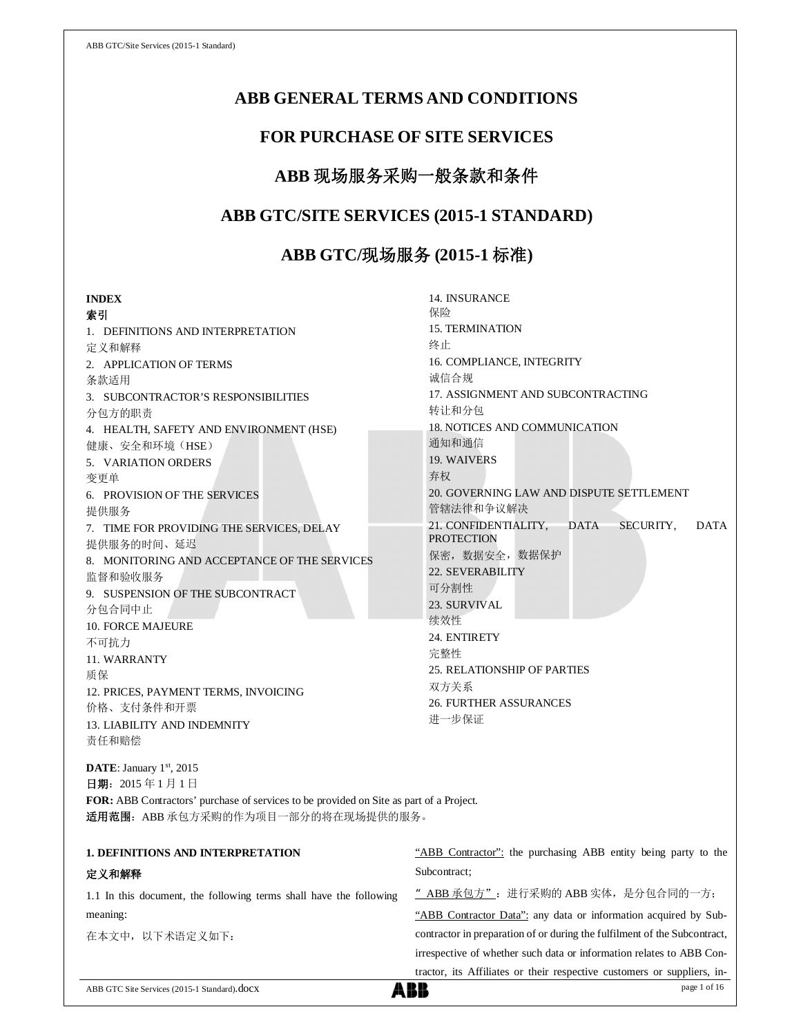# ABB GENERAL TERMS AND CONDITIONS

# FOR PURCHASE OF SITE SERVICES

# ABB 现场服务采购一般条款和条件

# ABB GTC/SITE SERVICES (2015-1 STANDARD)

# ABB GTC/现场服务 (2015-1 标准)

**INDEX**
**索引**

1. DEFINITIONS AND INTERPRETATION
定义和解释
2. APPLICATION OF TERMS
条款适用
3. SUBCONTRACTOR'S RESPONSIBILITIES
分包方的职责
4. HEALTH, SAFETY AND ENVIRONMENT (HSE)
健康、安全和环境（HSE）
5. VARIATION ORDERS
变更单
6. PROVISION OF THE SERVICES
提供服务
7. TIME FOR PROVIDING THE SERVICES, DELAY
提供服务的时间、延迟
8. MONITORING AND ACCEPTANCE OF THE SERVICES
监督和验收服务
9. SUSPENSION OF THE SUBCONTRACT
分包合同中止
10. FORCE MAJEURE
不可抗力
11. WARRANTY
质保
12. PRICES, PAYMENT TERMS, INVOICING
价格、支付条件和开票
13. LIABILITY AND INDEMNITY
责任和赔偿
14. INSURANCE
保险
15. TERMINATION
终止
16. COMPLIANCE, INTEGRITY
诚信合规
17. ASSIGNMENT AND SUBCONTRACTING
转让和分包
18. NOTICES AND COMMUNICATION
通知和通信
19. WAIVERS
弃权
20. GOVERNING LAW AND DISPUTE SETTLEMENT
管辖法律和争议解决
21. CONFIDENTIALITY, DATA SECURITY, DATA PROTECTION
保密，数据安全，数据保护
22. SEVERABILITY
可分割性
23. SURVIVAL
续效性
24. ENTIRETY
完整性
25. RELATIONSHIP OF PARTIES
双方关系
26. FURTHER ASSURANCES
进一步保证

**DATE**: January 1st, 2015
**日期**：2015 年 1 月 1 日
**FOR:** ABB Contractors' purchase of services to be provided on Site as part of a Project.
**适用范围**：ABB 承包方采购的作为项目一部分的将在现场提供的服务。

**1. DEFINITIONS AND INTERPRETATION**

**定义和解释**

1.1 In this document, the following terms shall have the following meaning:

在本文中，以下术语定义如下：

"ABB Contractor": the purchasing ABB entity being party to the Subcontract;

"ABB 承包方"：进行采购的 ABB 实体，是分包合同的一方；

"ABB Contractor Data": any data or information acquired by Subcontractor in preparation of or during the fulfilment of the Subcontract, irrespective of whether such data or information relates to ABB Contractor, its Affiliates or their respective customers or suppliers, in-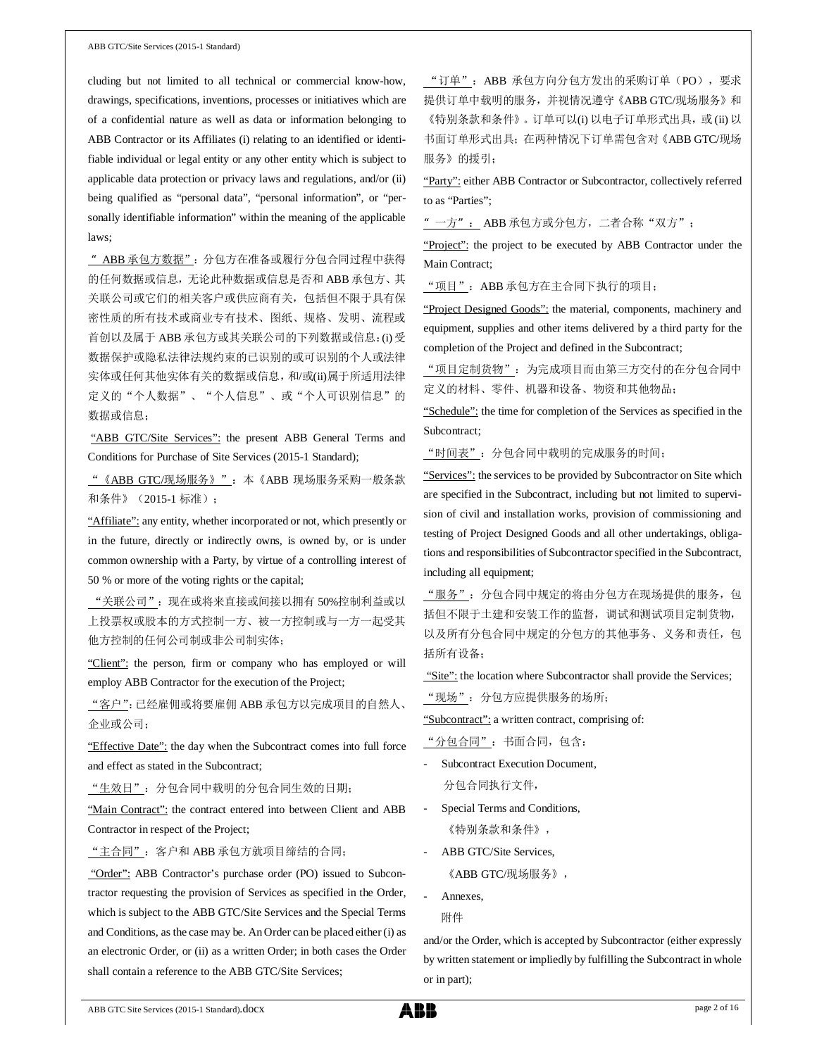cluding but not limited to all technical or commercial know-how, drawings, specifications, inventions, processes or initiatives which are of a confidential nature as well as data or information belonging to ABB Contractor or its Affiliates (i) relating to an identified or identifiable individual or legal entity or any other entity which is subject to applicable data protection or privacy laws and regulations, and/or (ii) being qualified as "personal data", "personal information", or "personally identifiable information" within the meaning of the applicable laws;

"ABB 承包方数据"：分包方在准备或履行分包合同过程中获得的任何数据或信息，无论此种数据或信息是否和 ABB 承包方、其关联公司或它们的相关客户或供应商有关，包括但不限于具有保密性质的所有技术或商业专有技术、图纸、规格、发明、流程或首创以及属于 ABB 承包方或其关联公司的下列数据或信息：(i) 受数据保护或隐私法律法规约束的已识别的或可识别的个人或法律实体或任何其他实体有关的数据或信息，和/或(ii)属于所适用法律定义的"个人数据"、"个人信息"、或"个人可识别信息"的数据或信息；

"ABB GTC/Site Services": the present ABB General Terms and Conditions for Purchase of Site Services (2015-1 Standard);

"《ABB GTC/现场服务》"：本《ABB 现场服务采购一般条款和条件》（2015-1 标准）；

"Affiliate": any entity, whether incorporated or not, which presently or in the future, directly or indirectly owns, is owned by, or is under common ownership with a Party, by virtue of a controlling interest of 50 % or more of the voting rights or the capital;

"关联公司"：现在或将来直接或间接以拥有 50%控制利益或以上投票权或股本的方式控制一方、被一方控制或与一方一起受其他方控制的任何公司制或非公司制实体；

"Client": the person, firm or company who has employed or will employ ABB Contractor for the execution of the Project;

"客户"：已经雇佣或将要雇佣 ABB 承包方以完成项目的自然人、企业或公司；

"Effective Date": the day when the Subcontract comes into full force and effect as stated in the Subcontract;

"生效日"：分包合同中载明的分包合同生效的日期；

"Main Contract": the contract entered into between Client and ABB Contractor in respect of the Project;

"主合同"：客户和 ABB 承包方就项目缔结的合同；

"Order": ABB Contractor's purchase order (PO) issued to Subcontractor requesting the provision of Services as specified in the Order, which is subject to the ABB GTC/Site Services and the Special Terms and Conditions, as the case may be. An Order can be placed either (i) as an electronic Order, or (ii) as a written Order; in both cases the Order shall contain a reference to the ABB GTC/Site Services;

"订单"：ABB 承包方向分包方发出的采购订单（PO），要求提供订单中载明的服务，并视情况遵守《ABB GTC/现场服务》和《特别条款和条件》。订单可以(i) 以电子订单形式出具，或 (ii) 以书面订单形式出具；在两种情况下订单需包含对《ABB GTC/现场服务》的援引；

"Party": either ABB Contractor or Subcontractor, collectively referred to as "Parties";

"一方"：ABB 承包方或分包方，二者合称"双方"；

"Project": the project to be executed by ABB Contractor under the Main Contract;

"项目"：ABB 承包方在主合同下执行的项目；

"Project Designed Goods": the material, components, machinery and equipment, supplies and other items delivered by a third party for the completion of the Project and defined in the Subcontract;

"项目定制货物"：为完成项目而由第三方交付的在分包合同中定义的材料、零件、机器和设备、物资和其他物品；

"Schedule": the time for completion of the Services as specified in the Subcontract;

"时间表"：分包合同中载明的完成服务的时间；

"Services": the services to be provided by Subcontractor on Site which are specified in the Subcontract, including but not limited to supervision of civil and installation works, provision of commissioning and testing of Project Designed Goods and all other undertakings, obligations and responsibilities of Subcontractor specified in the Subcontract, including all equipment;

"服务"：分包合同中规定的将由分包方在现场提供的服务，包括但不限于土建和安装工作的监督，调试和测试项目定制货物，以及所有分包合同中规定的分包方的其他事务、义务和责任，包括所有设备；

"Site": the location where Subcontractor shall provide the Services;

"现场"：分包方应提供服务的场所；

"Subcontract": a written contract, comprising of:

"分包合同"：书面合同，包含：

- Subcontract Execution Document,
  分包合同执行文件，
- Special Terms and Conditions,
  《特别条款和条件》，
- ABB GTC/Site Services,
  《ABB GTC/现场服务》，
- Annexes,
  附件

and/or the Order, which is accepted by Subcontractor (either expressly by written statement or impliedly by fulfilling the Subcontract in whole or in part);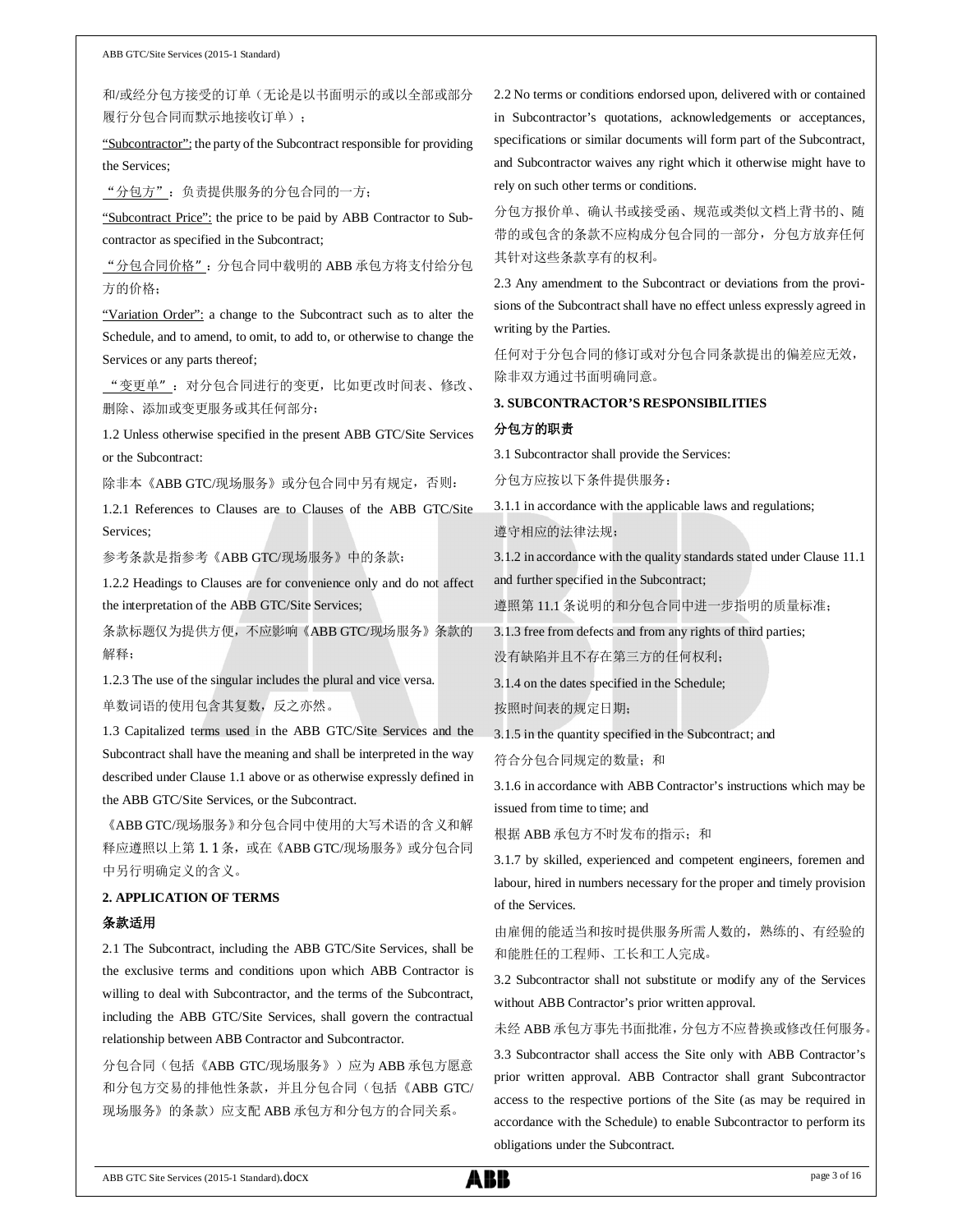和/或经分包方接受的订单（无论是以书面明示的或以全部或部分履行分包合同而默示地接收订单）；

"Subcontractor": the party of the Subcontract responsible for providing the Services;

"分包方"：负责提供服务的分包合同的一方；

"Subcontract Price": the price to be paid by ABB Contractor to Subcontractor as specified in the Subcontract;

"分包合同价格"：分包合同中载明的 ABB 承包方将支付给分包方的价格；

"Variation Order": a change to the Subcontract such as to alter the Schedule, and to amend, to omit, to add to, or otherwise to change the Services or any parts thereof;

"变更单"：对分包合同进行的变更，比如更改时间表、修改、删除、添加或变更服务或其任何部分；

1.2 Unless otherwise specified in the present ABB GTC/Site Services or the Subcontract:

除非本《ABB GTC/现场服务》或分包合同中另有规定，否则：

1.2.1 References to Clauses are to Clauses of the ABB GTC/Site Services;

参考条款是指参考《ABB GTC/现场服务》中的条款；

1.2.2 Headings to Clauses are for convenience only and do not affect the interpretation of the ABB GTC/Site Services;

条款标题仅为提供方便，不应影响《ABB GTC/现场服务》条款的解释；

1.2.3 The use of the singular includes the plural and vice versa.

单数词语的使用包含其复数，反之亦然。

1.3 Capitalized terms used in the ABB GTC/Site Services and the Subcontract shall have the meaning and shall be interpreted in the way described under Clause 1.1 above or as otherwise expressly defined in the ABB GTC/Site Services, or the Subcontract.

《ABB GTC/现场服务》和分包合同中使用的大写术语的含义和解释应遵照以上第 1.1 条，或在《ABB GTC/现场服务》或分包合同中另行明确定义的含义。

**2. APPLICATION OF TERMS**

**条款适用**

2.1 The Subcontract, including the ABB GTC/Site Services, shall be the exclusive terms and conditions upon which ABB Contractor is willing to deal with Subcontractor, and the terms of the Subcontract, including the ABB GTC/Site Services, shall govern the contractual relationship between ABB Contractor and Subcontractor.

分包合同（包括《ABB GTC/现场服务》）应为 ABB 承包方愿意和分包方交易的排他性条款，并且分包合同（包括《ABB GTC/现场服务》的条款）应支配 ABB 承包方和分包方的合同关系。

2.2 No terms or conditions endorsed upon, delivered with or contained in Subcontractor's quotations, acknowledgements or acceptances, specifications or similar documents will form part of the Subcontract, and Subcontractor waives any right which it otherwise might have to rely on such other terms or conditions.

分包方报价单、确认书或接受函、规范或类似文档上背书的、随带的或包含的条款不应构成分包合同的一部分，分包方放弃任何其针对这些条款享有的权利。

2.3 Any amendment to the Subcontract or deviations from the provisions of the Subcontract shall have no effect unless expressly agreed in writing by the Parties.

任何对于分包合同的修订或对分包合同条款提出的偏差应无效，除非双方通过书面明确同意。

**3. SUBCONTRACTOR'S RESPONSIBILITIES**

**分包方的职责**

3.1 Subcontractor shall provide the Services:

分包方应按以下条件提供服务：

3.1.1 in accordance with the applicable laws and regulations;

遵守相应的法律法规；

3.1.2 in accordance with the quality standards stated under Clause 11.1 and further specified in the Subcontract;

遵照第 11.1 条说明的和分包合同中进一步指明的质量标准；

3.1.3 free from defects and from any rights of third parties;

没有缺陷并且不存在第三方的任何权利；

3.1.4 on the dates specified in the Schedule;

按照时间表的规定日期；

3.1.5 in the quantity specified in the Subcontract; and

符合分包合同规定的数量；和

3.1.6 in accordance with ABB Contractor's instructions which may be issued from time to time; and

根据 ABB 承包方不时发布的指示；和

3.1.7 by skilled, experienced and competent engineers, foremen and labour, hired in numbers necessary for the proper and timely provision of the Services.

由雇佣的能适当和按时提供服务所需人数的，熟练的、有经验的和能胜任的工程师、工长和工人完成。

3.2 Subcontractor shall not substitute or modify any of the Services without ABB Contractor's prior written approval.

未经 ABB 承包方事先书面批准，分包方不应替换或修改任何服务。

3.3 Subcontractor shall access the Site only with ABB Contractor's prior written approval. ABB Contractor shall grant Subcontractor access to the respective portions of the Site (as may be required in accordance with the Schedule) to enable Subcontractor to perform its obligations under the Subcontract.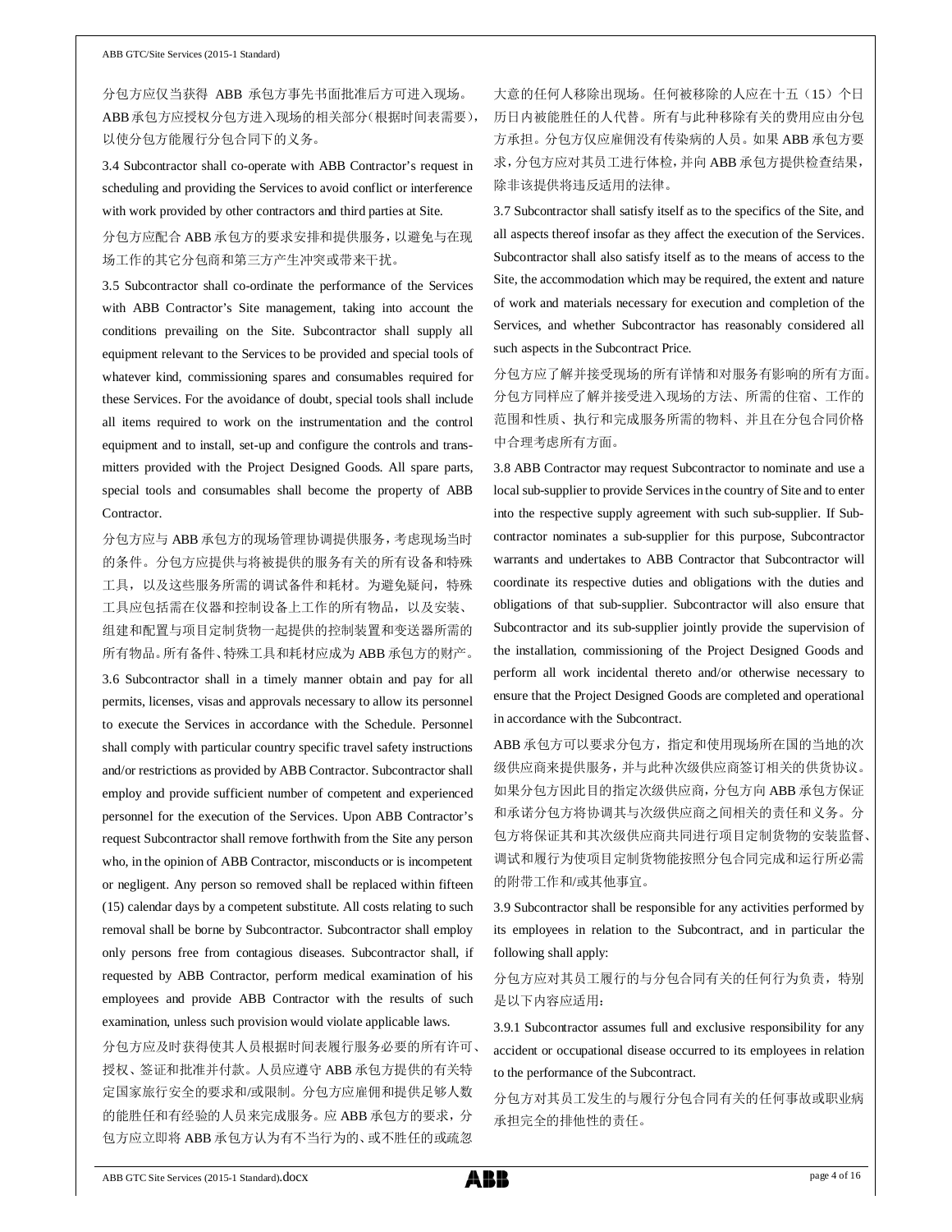分包方应仅当获得 ABB 承包方事先书面批准后方可进入现场。ABB承包方应授权分包方进入现场的相关部分（根据时间表需要），以使分包方能履行分包合同下的义务。

3.4 Subcontractor shall co-operate with ABB Contractor's request in scheduling and providing the Services to avoid conflict or interference with work provided by other contractors and third parties at Site.

分包方应配合 ABB 承包方的要求安排和提供服务，以避免与在现场工作的其它分包商和第三方产生冲突或带来干扰。

3.5 Subcontractor shall co-ordinate the performance of the Services with ABB Contractor's Site management, taking into account the conditions prevailing on the Site. Subcontractor shall supply all equipment relevant to the Services to be provided and special tools of whatever kind, commissioning spares and consumables required for these Services. For the avoidance of doubt, special tools shall include all items required to work on the instrumentation and the control equipment and to install, set-up and configure the controls and transmitters provided with the Project Designed Goods. All spare parts, special tools and consumables shall become the property of ABB Contractor.

分包方应与 ABB 承包方的现场管理协调提供服务，考虑现场当时的条件。分包方应提供与将被提供的服务有关的所有设备和特殊工具，以及这些服务所需的调试备件和耗材。为避免疑问，特殊工具应包括需在仪器和控制设备上工作的所有物品，以及安装、组建和配置与项目定制货物一起提供的控制装置和变送器所需的所有物品。所有备件、特殊工具和耗材应成为 ABB 承包方的财产。

3.6 Subcontractor shall in a timely manner obtain and pay for all permits, licenses, visas and approvals necessary to allow its personnel to execute the Services in accordance with the Schedule. Personnel shall comply with particular country specific travel safety instructions and/or restrictions as provided by ABB Contractor. Subcontractor shall employ and provide sufficient number of competent and experienced personnel for the execution of the Services. Upon ABB Contractor's request Subcontractor shall remove forthwith from the Site any person who, in the opinion of ABB Contractor, misconducts or is incompetent or negligent. Any person so removed shall be replaced within fifteen (15) calendar days by a competent substitute. All costs relating to such removal shall be borne by Subcontractor. Subcontractor shall employ only persons free from contagious diseases. Subcontractor shall, if requested by ABB Contractor, perform medical examination of his employees and provide ABB Contractor with the results of such examination, unless such provision would violate applicable laws.

分包方应及时获得使其人员根据时间表履行服务必要的所有许可、授权、签证和批准并付款。人员应遵守 ABB 承包方提供的有关特定国家旅行安全的要求和/或限制。分包方应雇佣和提供足够人数的能胜任和有经验的人员来完成服务。应 ABB 承包方的要求，分包方应立即将 ABB 承包方认为有不当行为的、或不胜任的或疏忽大意的任何人移除出现场。任何被移除的人应在十五（15）个日历日内被能胜任的人代替。所有与此种移除有关的费用应由分包方承担。分包方仅应雇佣没有传染病的人员。如果 ABB 承包方要求，分包方应对其员工进行体检，并向 ABB 承包方提供检查结果，除非该提供将违反适用的法律。

3.7 Subcontractor shall satisfy itself as to the specifics of the Site, and all aspects thereof insofar as they affect the execution of the Services. Subcontractor shall also satisfy itself as to the means of access to the Site, the accommodation which may be required, the extent and nature of work and materials necessary for execution and completion of the Services, and whether Subcontractor has reasonably considered all such aspects in the Subcontract Price.

分包方应了解并接受现场的所有详情和对服务有影响的所有方面。分包方同样应了解并接受进入现场的方法、所需的住宿、工作的范围和性质、执行和完成服务所需的物料、并且在分包合同价格中合理考虑所有方面。

3.8 ABB Contractor may request Subcontractor to nominate and use a local sub-supplier to provide Services in the country of Site and to enter into the respective supply agreement with such sub-supplier. If Subcontractor nominates a sub-supplier for this purpose, Subcontractor warrants and undertakes to ABB Contractor that Subcontractor will coordinate its respective duties and obligations with the duties and obligations of that sub-supplier. Subcontractor will also ensure that Subcontractor and its sub-supplier jointly provide the supervision of the installation, commissioning of the Project Designed Goods and perform all work incidental thereto and/or otherwise necessary to ensure that the Project Designed Goods are completed and operational in accordance with the Subcontract.

ABB 承包方可以要求分包方，指定和使用现场所在国的当地的次级供应商来提供服务，并与此种次级供应商签订相关的供货协议。如果分包方因此目的指定次级供应商，分包方向 ABB 承包方保证和承诺分包方将协调其与次级供应商之间相关的责任和义务。分包方将保证其和其次级供应商共同进行项目定制货物的安装监督、调试和履行为使项目定制货物能按照分包合同完成和运行所必需的附带工作和/或其他事宜。

3.9 Subcontractor shall be responsible for any activities performed by its employees in relation to the Subcontract, and in particular the following shall apply:

分包方应对其员工履行的与分包合同有关的任何行为负责，特别是以下内容应适用：

3.9.1 Subcontractor assumes full and exclusive responsibility for any accident or occupational disease occurred to its employees in relation to the performance of the Subcontract.

分包方对其员工发生的与履行分包合同有关的任何事故或职业病承担完全的排他性的责任。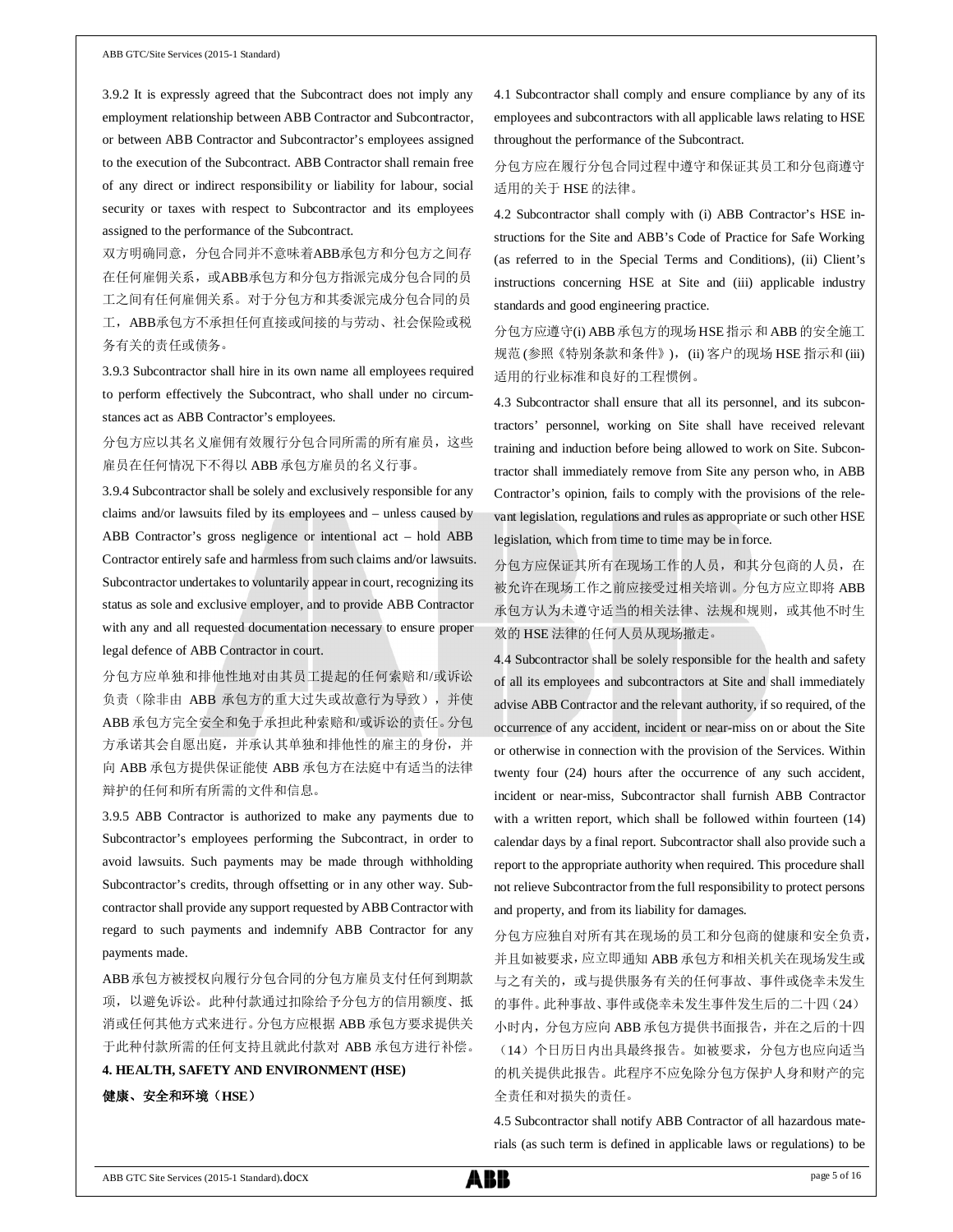3.9.2 It is expressly agreed that the Subcontract does not imply any employment relationship between ABB Contractor and Subcontractor, or between ABB Contractor and Subcontractor's employees assigned to the execution of the Subcontract. ABB Contractor shall remain free of any direct or indirect responsibility or liability for labour, social security or taxes with respect to Subcontractor and its employees assigned to the performance of the Subcontract.

双方明确同意，分包合同并不意味着ABB承包方和分包方之间存在任何雇佣关系，或ABB承包方和分包方指派完成分包合同的员工之间有任何雇佣关系。对于分包方和其委派完成分包合同的员工，ABB承包方不承担任何直接或间接的与劳动、社会保险或税务有关的责任或债务。

3.9.3 Subcontractor shall hire in its own name all employees required to perform effectively the Subcontract, who shall under no circumstances act as ABB Contractor's employees.

分包方应以其名义雇佣有效履行分包合同所需的所有雇员，这些雇员在任何情况下不得以 ABB 承包方雇员的名义行事。

3.9.4 Subcontractor shall be solely and exclusively responsible for any claims and/or lawsuits filed by its employees and – unless caused by ABB Contractor's gross negligence or intentional act – hold ABB Contractor entirely safe and harmless from such claims and/or lawsuits. Subcontractor undertakes to voluntarily appear in court, recognizing its status as sole and exclusive employer, and to provide ABB Contractor with any and all requested documentation necessary to ensure proper legal defence of ABB Contractor in court.

分包方应单独和排他性地对由其员工提起的任何索赔和/或诉讼负责（除非由 ABB 承包方的重大过失或故意行为导致），并使 ABB 承包方完全安全和免于承担此种索赔和/或诉讼的责任。分包方承诺其会自愿出庭，并承认其单独和排他性的雇主的身份，并向 ABB 承包方提供保证能使 ABB 承包方在法庭中有适当的法律辩护的任何和所有所需的文件和信息。

3.9.5 ABB Contractor is authorized to make any payments due to Subcontractor's employees performing the Subcontract, in order to avoid lawsuits. Such payments may be made through withholding Subcontractor's credits, through offsetting or in any other way. Subcontractor shall provide any support requested by ABB Contractor with regard to such payments and indemnify ABB Contractor for any payments made.

ABB承包方被授权向履行分包合同的分包方雇员支付任何到期款项，以避免诉讼。此种付款通过扣除给予分包方的信用额度、抵消或任何其他方式来进行。分包方应根据 ABB 承包方要求提供关于此种付款所需的任何支持且就此付款对 ABB 承包方进行补偿。

**4. HEALTH, SAFETY AND ENVIRONMENT (HSE)**

**健康、安全和环境（HSE）**

4.1 Subcontractor shall comply and ensure compliance by any of its employees and subcontractors with all applicable laws relating to HSE throughout the performance of the Subcontract.

分包方应在履行分包合同过程中遵守和保证其员工和分包商遵守适用的关于 HSE 的法律。

4.2 Subcontractor shall comply with (i) ABB Contractor's HSE instructions for the Site and ABB's Code of Practice for Safe Working (as referred to in the Special Terms and Conditions), (ii) Client's instructions concerning HSE at Site and (iii) applicable industry standards and good engineering practice.

分包方应遵守(i) ABB 承包方的现场 HSE 指示 和 ABB 的安全施工规范 (参照《特别条款和条件》)，(ii) 客户的现场 HSE 指示和 (iii) 适用的行业标准和良好的工程惯例。

4.3 Subcontractor shall ensure that all its personnel, and its subcontractors' personnel, working on Site shall have received relevant training and induction before being allowed to work on Site. Subcontractor shall immediately remove from Site any person who, in ABB Contractor's opinion, fails to comply with the provisions of the relevant legislation, regulations and rules as appropriate or such other HSE legislation, which from time to time may be in force.

分包方应保证其所有在现场工作的人员，和其分包商的人员，在被允许在现场工作之前应接受过相关培训。分包方应立即将 ABB 承包方认为未遵守适当的相关法律、法规和规则，或其他不时生效的 HSE 法律的任何人员从现场撤走。

4.4 Subcontractor shall be solely responsible for the health and safety of all its employees and subcontractors at Site and shall immediately advise ABB Contractor and the relevant authority, if so required, of the occurrence of any accident, incident or near-miss on or about the Site or otherwise in connection with the provision of the Services. Within twenty four (24) hours after the occurrence of any such accident, incident or near-miss, Subcontractor shall furnish ABB Contractor with a written report, which shall be followed within fourteen (14) calendar days by a final report. Subcontractor shall also provide such a report to the appropriate authority when required. This procedure shall not relieve Subcontractor from the full responsibility to protect persons and property, and from its liability for damages.

分包方应独自对所有其在现场的员工和分包商的健康和安全负责，并且如被要求，应立即通知 ABB 承包方和相关机关在现场发生或与之有关的，或与提供服务有关的任何事故、事件或侥幸未发生的事件。此种事故、事件或侥幸未发生事件发生后的二十四（24）小时内，分包方应向 ABB 承包方提供书面报告，并在之后的十四（14）个日历日内出具最终报告。如被要求，分包方也应向适当的机关提供此报告。此程序不应免除分包方保护人身和财产的完全责任和对损失的责任。

4.5 Subcontractor shall notify ABB Contractor of all hazardous materials (as such term is defined in applicable laws or regulations) to be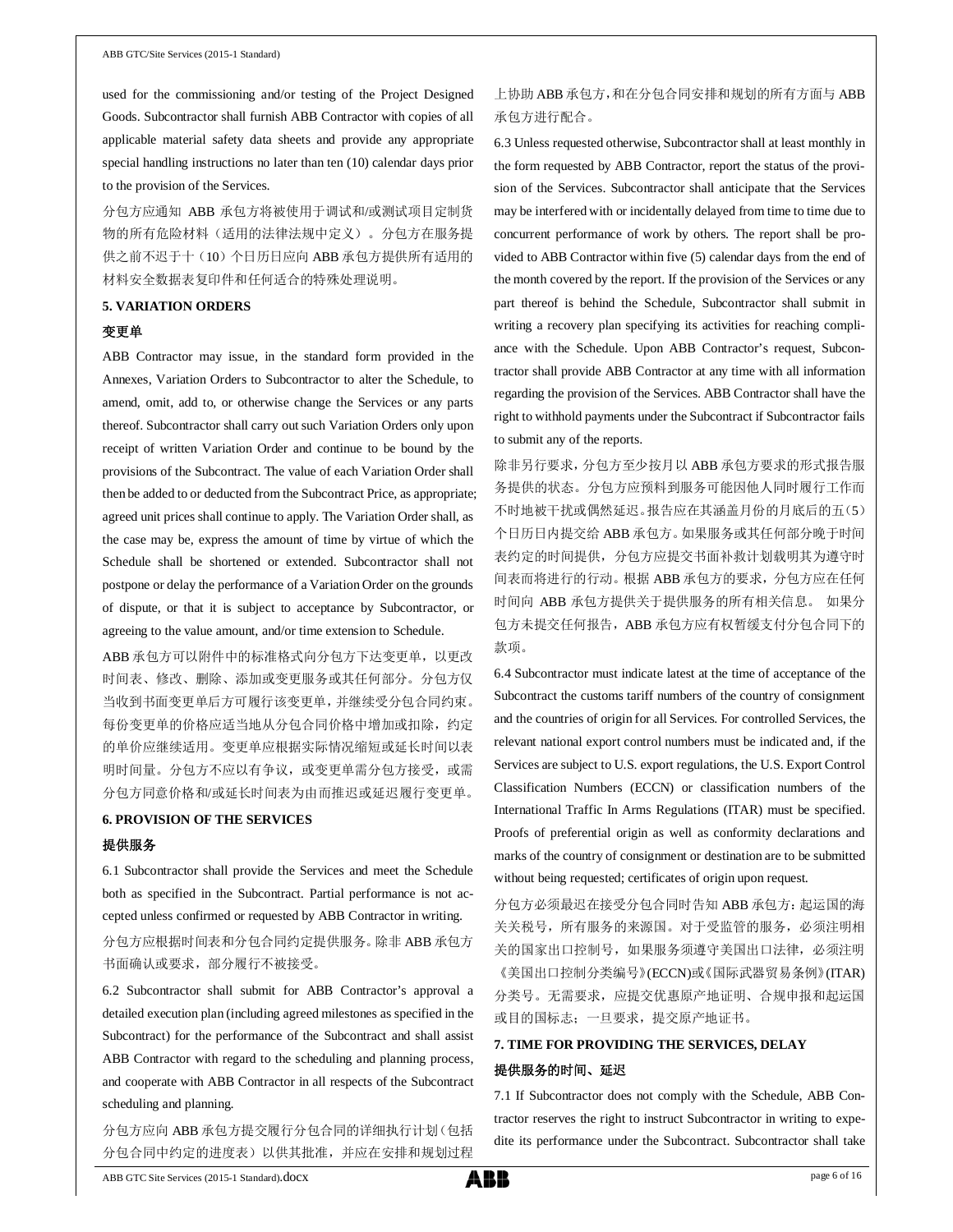used for the commissioning and/or testing of the Project Designed Goods. Subcontractor shall furnish ABB Contractor with copies of all applicable material safety data sheets and provide any appropriate special handling instructions no later than ten (10) calendar days prior to the provision of the Services.

分包方应通知 ABB 承包方将被使用于调试和/或测试项目定制货物的所有危险材料（适用的法律法规中定义）。分包方在服务提供之前不迟于十（10）个日历日应向 ABB 承包方提供所有适用的材料安全数据表复印件和任何适合的特殊处理说明。

**5. VARIATION ORDERS**

**变更单**

ABB Contractor may issue, in the standard form provided in the Annexes, Variation Orders to Subcontractor to alter the Schedule, to amend, omit, add to, or otherwise change the Services or any parts thereof. Subcontractor shall carry out such Variation Orders only upon receipt of written Variation Order and continue to be bound by the provisions of the Subcontract. The value of each Variation Order shall then be added to or deducted from the Subcontract Price, as appropriate; agreed unit prices shall continue to apply. The Variation Order shall, as the case may be, express the amount of time by virtue of which the Schedule shall be shortened or extended. Subcontractor shall not postpone or delay the performance of a Variation Order on the grounds of dispute, or that it is subject to acceptance by Subcontractor, or agreeing to the value amount, and/or time extension to Schedule.

ABB 承包方可以附件中的标准格式向分包方下达变更单，以更改时间表、修改、删除、添加或变更服务或其任何部分。分包方仅当收到书面变更单后方可履行该变更单，并继续受分包合同约束。每份变更单的价格应适当地从分包合同价格中增加或扣除，约定的单价应继续适用。变更单应根据实际情况缩短或延长时间以表明时间量。分包方不应以有争议，或变更单需分包方接受，或需分包方同意价格和/或延长时间表为由而推迟或延迟履行变更单。

**6. PROVISION OF THE SERVICES**

**提供服务**

6.1 Subcontractor shall provide the Services and meet the Schedule both as specified in the Subcontract. Partial performance is not accepted unless confirmed or requested by ABB Contractor in writing.

分包方应根据时间表和分包合同约定提供服务。除非 ABB 承包方书面确认或要求，部分履行不被接受。

6.2 Subcontractor shall submit for ABB Contractor's approval a detailed execution plan (including agreed milestones as specified in the Subcontract) for the performance of the Subcontract and shall assist ABB Contractor with regard to the scheduling and planning process, and cooperate with ABB Contractor in all respects of the Subcontract scheduling and planning.

分包方应向 ABB 承包方提交履行分包合同的详细执行计划（包括分包合同中约定的进度表）以供其批准，并应在安排和规划过程上协助 ABB 承包方，和在分包合同安排和规划的所有方面与 ABB 承包方进行配合。

6.3 Unless requested otherwise, Subcontractor shall at least monthly in the form requested by ABB Contractor, report the status of the provision of the Services. Subcontractor shall anticipate that the Services may be interfered with or incidentally delayed from time to time due to concurrent performance of work by others. The report shall be provided to ABB Contractor within five (5) calendar days from the end of the month covered by the report. If the provision of the Services or any part thereof is behind the Schedule, Subcontractor shall submit in writing a recovery plan specifying its activities for reaching compliance with the Schedule. Upon ABB Contractor's request, Subcontractor shall provide ABB Contractor at any time with all information regarding the provision of the Services. ABB Contractor shall have the right to withhold payments under the Subcontract if Subcontractor fails to submit any of the reports.

除非另行要求，分包方至少按月以 ABB 承包方要求的形式报告服务提供的状态。分包方应预料到服务可能因他人同时履行工作而不时地被干扰或偶然延迟。报告应在其涵盖月份的月底后的五（5）个日历日内提交给 ABB 承包方。如果服务或其任何部分晚于时间表约定的时间提供，分包方应提交书面补救计划载明其为遵守时间表而将进行的行动。根据 ABB 承包方的要求，分包方应在任何时间向 ABB 承包方提供关于提供服务的所有相关信息。 如果分包方未提交任何报告，ABB 承包方应有权暂缓支付分包合同下的款项。

6.4 Subcontractor must indicate latest at the time of acceptance of the Subcontract the customs tariff numbers of the country of consignment and the countries of origin for all Services. For controlled Services, the relevant national export control numbers must be indicated and, if the Services are subject to U.S. export regulations, the U.S. Export Control Classification Numbers (ECCN) or classification numbers of the International Traffic In Arms Regulations (ITAR) must be specified. Proofs of preferential origin as well as conformity declarations and marks of the country of consignment or destination are to be submitted without being requested; certificates of origin upon request.

分包方必须最迟在接受分包合同时告知 ABB 承包方：起运国的海关关税号，所有服务的来源国。对于受监管的服务，必须注明相关的国家出口控制号，如果服务须遵守美国出口法律，必须注明《美国出口控制分类编号》(ECCN)或《国际武器贸易条例》(ITAR)分类号。无需要求，应提交优惠原产地证明、合规申报和起运国或目的国标志；一旦要求，提交原产地证书。

**7. TIME FOR PROVIDING THE SERVICES, DELAY**

**提供服务的时间、延迟**

7.1 If Subcontractor does not comply with the Schedule, ABB Contractor reserves the right to instruct Subcontractor in writing to expedite its performance under the Subcontract. Subcontractor shall take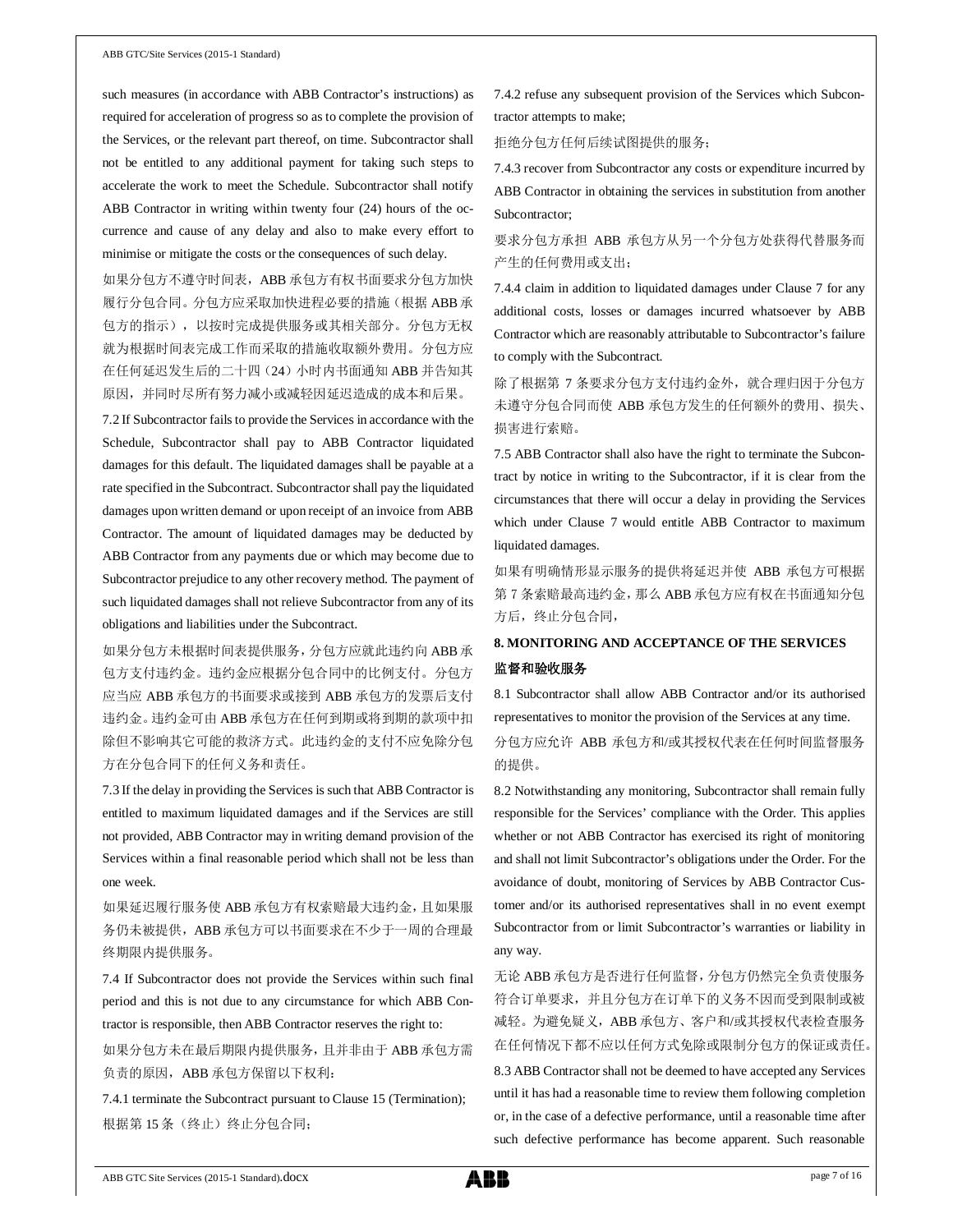such measures (in accordance with ABB Contractor's instructions) as required for acceleration of progress so as to complete the provision of the Services, or the relevant part thereof, on time. Subcontractor shall not be entitled to any additional payment for taking such steps to accelerate the work to meet the Schedule. Subcontractor shall notify ABB Contractor in writing within twenty four (24) hours of the occurrence and cause of any delay and also to make every effort to minimise or mitigate the costs or the consequences of such delay.

如果分包方不遵守时间表，ABB 承包方有权书面要求分包方加快履行分包合同。分包方应采取加快进程必要的措施（根据 ABB 承包方的指示），以按时完成提供服务或其相关部分。分包方无权就为根据时间表完成工作而采取的措施收取额外费用。分包方应在任何延迟发生后的二十四（24）小时内书面通知 ABB 并告知其原因，并同时尽所有努力减小或减轻因延迟造成的成本和后果。

7.2 If Subcontractor fails to provide the Services in accordance with the Schedule, Subcontractor shall pay to ABB Contractor liquidated damages for this default. The liquidated damages shall be payable at a rate specified in the Subcontract. Subcontractor shall pay the liquidated damages upon written demand or upon receipt of an invoice from ABB Contractor. The amount of liquidated damages may be deducted by ABB Contractor from any payments due or which may become due to Subcontractor prejudice to any other recovery method. The payment of such liquidated damages shall not relieve Subcontractor from any of its obligations and liabilities under the Subcontract.

如果分包方未根据时间表提供服务，分包方应就此违约向 ABB 承包方支付违约金。违约金应根据分包合同中的比例支付。分包方应当应 ABB 承包方的书面要求或接到 ABB 承包方的发票后支付违约金。违约金可由 ABB 承包方在任何到期或将到期的款项中扣除但不影响其它可能的救济方式。此违约金的支付不应免除分包方在分包合同下的任何义务和责任。

7.3 If the delay in providing the Services is such that ABB Contractor is entitled to maximum liquidated damages and if the Services are still not provided, ABB Contractor may in writing demand provision of the Services within a final reasonable period which shall not be less than one week.

如果延迟履行服务使 ABB 承包方有权索赔最大违约金，且如果服务仍未被提供，ABB 承包方可以书面要求在不少于一周的合理最终期限内提供服务。

7.4 If Subcontractor does not provide the Services within such final period and this is not due to any circumstance for which ABB Contractor is responsible, then ABB Contractor reserves the right to:

如果分包方未在最后期限内提供服务，且并非由于 ABB 承包方需负责的原因，ABB 承包方保留以下权利：

7.4.1 terminate the Subcontract pursuant to Clause 15 (Termination);

根据第 15 条（终止）终止分包合同；

7.4.2 refuse any subsequent provision of the Services which Subcontractor attempts to make;

拒绝分包方任何后续试图提供的服务；

7.4.3 recover from Subcontractor any costs or expenditure incurred by ABB Contractor in obtaining the services in substitution from another Subcontractor;

要求分包方承担 ABB 承包方从另一个分包方处获得代替服务而产生的任何费用或支出；

7.4.4 claim in addition to liquidated damages under Clause 7 for any additional costs, losses or damages incurred whatsoever by ABB Contractor which are reasonably attributable to Subcontractor's failure to comply with the Subcontract.

除了根据第 7 条要求分包方支付违约金外，就合理归因于分包方未遵守分包合同而使 ABB 承包方发生的任何额外的费用、损失、损害进行索赔。

7.5 ABB Contractor shall also have the right to terminate the Subcontract by notice in writing to the Subcontractor, if it is clear from the circumstances that there will occur a delay in providing the Services which under Clause 7 would entitle ABB Contractor to maximum liquidated damages.

如果有明确情形显示服务的提供将延迟并使 ABB 承包方可根据第 7 条索赔最高违约金，那么 ABB 承包方应有权在书面通知分包方后，终止分包合同，

## 8. MONITORING AND ACCEPTANCE OF THE SERVICES

## 监督和验收服务

8.1 Subcontractor shall allow ABB Contractor and/or its authorised representatives to monitor the provision of the Services at any time.

分包方应允许 ABB 承包方和/或其授权代表在任何时间监督服务的提供。

8.2 Notwithstanding any monitoring, Subcontractor shall remain fully responsible for the Services' compliance with the Order. This applies whether or not ABB Contractor has exercised its right of monitoring and shall not limit Subcontractor's obligations under the Order. For the avoidance of doubt, monitoring of Services by ABB Contractor Customer and/or its authorised representatives shall in no event exempt Subcontractor from or limit Subcontractor's warranties or liability in any way.

无论 ABB 承包方是否进行任何监督，分包方仍然完全负责使服务符合订单要求，并且分包方在订单下的义务不因而受到限制或被减轻。为避免疑义，ABB 承包方、客户和/或其授权代表检查服务在任何情况下都不应以任何方式免除或限制分包方的保证或责任。

8.3 ABB Contractor shall not be deemed to have accepted any Services until it has had a reasonable time to review them following completion or, in the case of a defective performance, until a reasonable time after such defective performance has become apparent. Such reasonable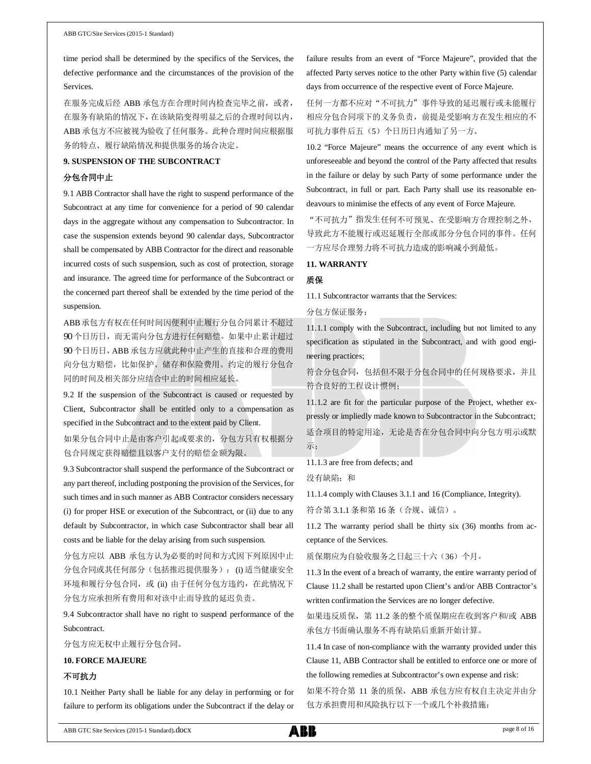time period shall be determined by the specifics of the Services, the defective performance and the circumstances of the provision of the Services.

在服务完成后经 ABB 承包方在合理时间内检查完毕之前，或者，在服务有缺陷的情况下，在该缺陷变得明显之后的合理时间以内，ABB 承包方不应被视为验收了任何服务。此种合理时间应根据服务的特点、履行缺陷情况和提供服务的场合决定。

## 9. SUSPENSION OF THE SUBCONTRACT

## 分包合同中止

9.1 ABB Contractor shall have the right to suspend performance of the Subcontract at any time for convenience for a period of 90 calendar days in the aggregate without any compensation to Subcontractor. In case the suspension extends beyond 90 calendar days, Subcontractor shall be compensated by ABB Contractor for the direct and reasonable incurred costs of such suspension, such as cost of protection, storage and insurance. The agreed time for performance of the Subcontract or the concerned part thereof shall be extended by the time period of the suspension.

ABB 承包方有权在任何时间因便利中止履行分包合同累计不超过 90 个日历日，而无需向分包方进行任何赔偿。如果中止累计超过 90 个日历日，ABB 承包方应就此种中止产生的直接和合理的费用向分包方赔偿，比如保护、储存和保险费用。约定的履行分包合同的时间及相关部分应结合中止的时间相应延长。

9.2 If the suspension of the Subcontract is caused or requested by Client, Subcontractor shall be entitled only to a compensation as specified in the Subcontract and to the extent paid by Client.

如果分包合同中止是由客户引起或要求的，分包方只有权根据分包合同规定获得赔偿且以客户支付的赔偿金额为限。

9.3 Subcontractor shall suspend the performance of the Subcontract or any part thereof, including postponing the provision of the Services, for such times and in such manner as ABB Contractor considers necessary (i) for proper HSE or execution of the Subcontract, or (ii) due to any default by Subcontractor, in which case Subcontractor shall bear all costs and be liable for the delay arising from such suspension.

分包方应以 ABB 承包方认为必要的时间和方式因下列原因中止分包合同或其任何部分（包括推迟提供服务）：(i) 适当健康安全环境和履行分包合同，或 (ii) 由于任何分包方违约，在此情况下分包方应承担所有费用和对该中止而导致的延迟负责。

9.4 Subcontractor shall have no right to suspend performance of the Subcontract.

分包方应无权中止履行分包合同。

## 10. FORCE MAJEURE

## 不可抗力

10.1 Neither Party shall be liable for any delay in performing or for failure to perform its obligations under the Subcontract if the delay or failure results from an event of "Force Majeure", provided that the affected Party serves notice to the other Party within five (5) calendar days from occurrence of the respective event of Force Majeure.

任何一方都不应对"不可抗力"事件导致的延迟履行或未能履行相应分包合同项下的义务负责，前提是受影响方在发生相应的不可抗力事件后五（5）个日历日内通知了另一方。

10.2 "Force Majeure" means the occurrence of any event which is unforeseeable and beyond the control of the Party affected that results in the failure or delay by such Party of some performance under the Subcontract, in full or part. Each Party shall use its reasonable endeavours to minimise the effects of any event of Force Majeure.

"不可抗力"指发生任何不可预见、在受影响方合理控制之外、导致此方不能履行或迟延履行全部或部分分包合同的事件。任何一方应尽合理努力将不可抗力造成的影响减小到最低。

## 11. WARRANTY

## 质保

11.1 Subcontractor warrants that the Services:

分包方保证服务：

11.1.1 comply with the Subcontract, including but not limited to any specification as stipulated in the Subcontract, and with good engineering practices;

符合分包合同，包括但不限于分包合同中的任何规格要求，并且符合良好的工程设计惯例；

11.1.2 are fit for the particular purpose of the Project, whether expressly or impliedly made known to Subcontractor in the Subcontract;

适合项目的特定用途，无论是否在分包合同中向分包方明示或默示；

11.1.3 are free from defects; and

没有缺陷；和

11.1.4 comply with Clauses 3.1.1 and 16 (Compliance, Integrity).

符合第 3.1.1 条和第 16 条（合规、诚信）。

11.2 The warranty period shall be thirty six (36) months from acceptance of the Services.

质保期应为自验收服务之日起三十六（36）个月。

11.3 In the event of a breach of warranty, the entire warranty period of Clause 11.2 shall be restarted upon Client's and/or ABB Contractor's written confirmation the Services are no longer defective.

如果违反质保，第 11.2 条的整个质保期应在收到客户和/或 ABB 承包方书面确认服务不再有缺陷后重新开始计算。

11.4 In case of non-compliance with the warranty provided under this Clause 11, ABB Contractor shall be entitled to enforce one or more of the following remedies at Subcontractor's own expense and risk:

如果不符合第 11 条的质保，ABB 承包方应有权自主决定并由分包方承担费用和风险执行以下一个或几个补救措施：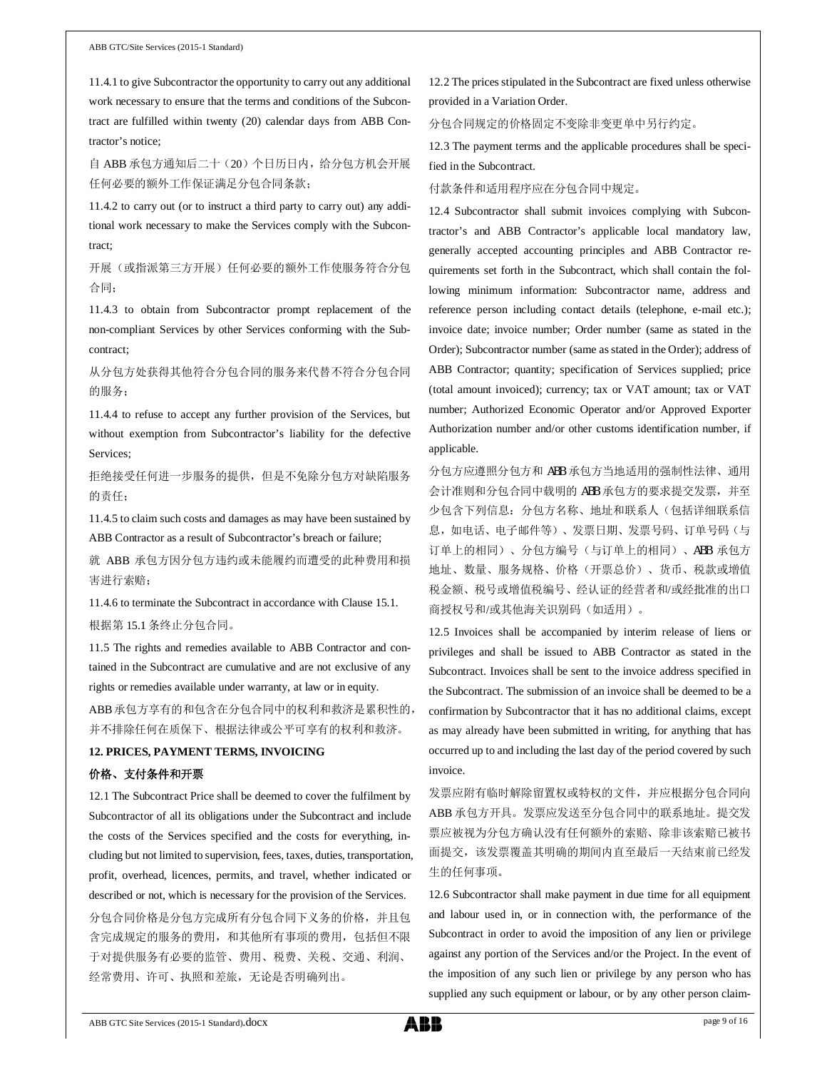11.4.1 to give Subcontractor the opportunity to carry out any additional work necessary to ensure that the terms and conditions of the Subcontract are fulfilled within twenty (20) calendar days from ABB Contractor's notice;

自 ABB 承包方通知后二十（20）个日历日内，给分包方机会开展任何必要的额外工作保证满足分包合同条款；

11.4.2 to carry out (or to instruct a third party to carry out) any additional work necessary to make the Services comply with the Subcontract;

开展（或指派第三方开展）任何必要的额外工作使服务符合分包合同；

11.4.3 to obtain from Subcontractor prompt replacement of the non-compliant Services by other Services conforming with the Subcontract;

从分包方处获得其他符合分包合同的服务来代替不符合分包合同的服务；

11.4.4 to refuse to accept any further provision of the Services, but without exemption from Subcontractor's liability for the defective Services;

拒绝接受任何进一步服务的提供，但是不免除分包方对缺陷服务的责任；

11.4.5 to claim such costs and damages as may have been sustained by ABB Contractor as a result of Subcontractor's breach or failure;

就 ABB 承包方因分包方违约或未能履约而遭受的此种费用和损害进行索赔；

11.4.6 to terminate the Subcontract in accordance with Clause 15.1.

根据第 15.1 条终止分包合同。

11.5 The rights and remedies available to ABB Contractor and contained in the Subcontract are cumulative and are not exclusive of any rights or remedies available under warranty, at law or in equity.

ABB 承包方享有的和包含在分包合同中的权利和救济是累积性的，并不排除任何在质保下、根据法律或公平可享有的权利和救济。

**12. PRICES, PAYMENT TERMS, INVOICING**

**价格、支付条件和开票**

12.1 The Subcontract Price shall be deemed to cover the fulfilment by Subcontractor of all its obligations under the Subcontract and include the costs of the Services specified and the costs for everything, including but not limited to supervision, fees, taxes, duties, transportation, profit, overhead, licences, permits, and travel, whether indicated or described or not, which is necessary for the provision of the Services.

分包合同价格是分包方完成所有分包合同下义务的价格，并且包含完成规定的服务的费用，和其他所有事项的费用，包括但不限于对提供服务有必要的监管、费用、税费、关税、交通、利润、经常费用、许可、执照和差旅，无论是否明确列出。

12.2 The prices stipulated in the Subcontract are fixed unless otherwise provided in a Variation Order.

分包合同规定的价格固定不变除非变更单中另行约定。

12.3 The payment terms and the applicable procedures shall be specified in the Subcontract.

付款条件和适用程序应在分包合同中规定。

12.4 Subcontractor shall submit invoices complying with Subcontractor's and ABB Contractor's applicable local mandatory law, generally accepted accounting principles and ABB Contractor requirements set forth in the Subcontract, which shall contain the following minimum information: Subcontractor name, address and reference person including contact details (telephone, e-mail etc.); invoice date; invoice number; Order number (same as stated in the Order); Subcontractor number (same as stated in the Order); address of ABB Contractor; quantity; specification of Services supplied; price (total amount invoiced); currency; tax or VAT amount; tax or VAT number; Authorized Economic Operator and/or Approved Exporter Authorization number and/or other customs identification number, if applicable.

分包方应遵照分包方和 ABB 承包方当地适用的强制性法律、通用会计准则和分包合同中载明的 ABB 承包方的要求提交发票，并至少包含下列信息：分包方名称、地址和联系人（包括详细联系信息，如电话、电子邮件等）、发票日期、发票号码、订单号码（与订单上的相同）、分包方编号（与订单上的相同）、ABB 承包方地址、数量、服务规格、价格（开票总价）、货币、税款或增值税金额、税号或增值税编号、经认证的经营者和/或经批准的出口商授权号和/或其他海关识别码（如适用）。

12.5 Invoices shall be accompanied by interim release of liens or privileges and shall be issued to ABB Contractor as stated in the Subcontract. Invoices shall be sent to the invoice address specified in the Subcontract. The submission of an invoice shall be deemed to be a confirmation by Subcontractor that it has no additional claims, except as may already have been submitted in writing, for anything that has occurred up to and including the last day of the period covered by such invoice.

发票应附有临时解除留置权或特权的文件，并应根据分包合同向 ABB 承包方开具。发票应发送至分包合同中的联系地址。提交发票应被视为分包方确认没有任何额外的索赔、除非该索赔已被书面提交，该发票覆盖其明确的期间内直至最后一天结束前已经发生的任何事项。

12.6 Subcontractor shall make payment in due time for all equipment and labour used in, or in connection with, the performance of the Subcontract in order to avoid the imposition of any lien or privilege against any portion of the Services and/or the Project. In the event of the imposition of any such lien or privilege by any person who has supplied any such equipment or labour, or by any other person claim-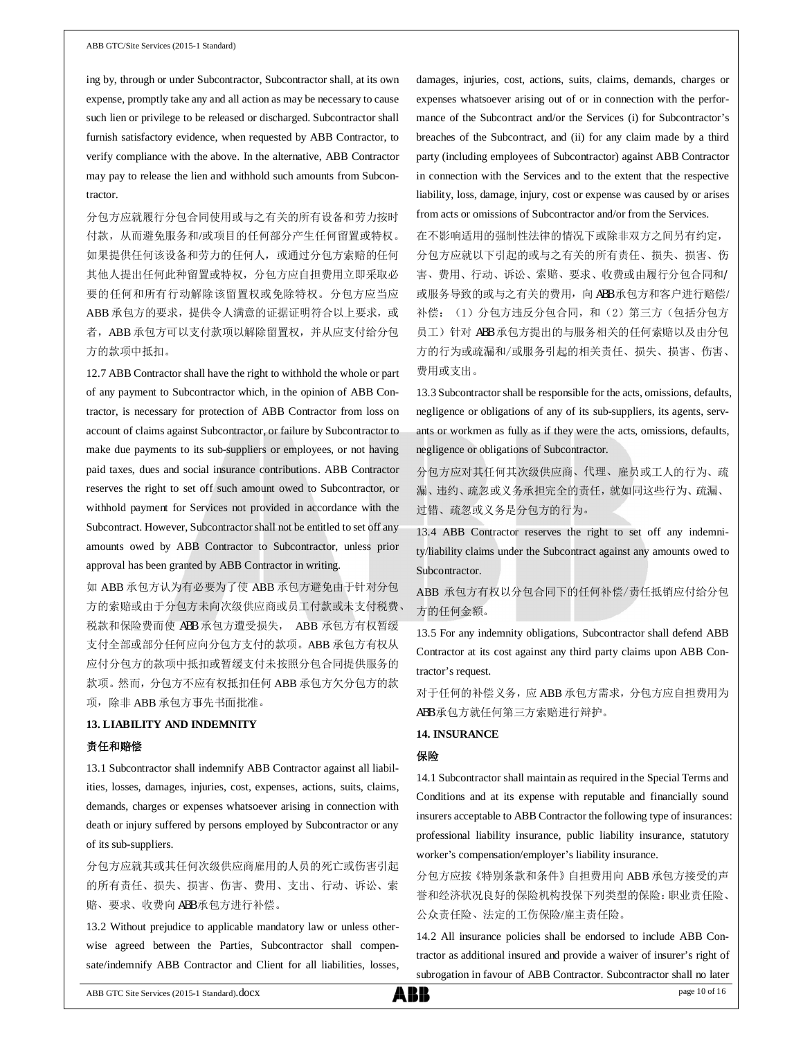ing by, through or under Subcontractor, Subcontractor shall, at its own expense, promptly take any and all action as may be necessary to cause such lien or privilege to be released or discharged. Subcontractor shall furnish satisfactory evidence, when requested by ABB Contractor, to verify compliance with the above. In the alternative, ABB Contractor may pay to release the lien and withhold such amounts from Subcontractor.

分包方应就履行分包合同使用或与之有关的所有设备和劳力按时付款，从而避免服务和/或项目的任何部分产生任何留置或特权。如果提供任何该设备和劳力的任何人，或通过分包方索赔的任何其他人提出任何此种留置或特权，分包方应自担费用立即采取必要的任何和所有行动解除该留置权或免除特权。分包方应当应 ABB 承包方的要求，提供令人满意的证据证明符合以上要求，或者，ABB 承包方可以支付款项以解除留置权，并从应支付给分包方的款项中抵扣。

12.7 ABB Contractor shall have the right to withhold the whole or part of any payment to Subcontractor which, in the opinion of ABB Contractor, is necessary for protection of ABB Contractor from loss on account of claims against Subcontractor, or failure by Subcontractor to make due payments to its sub-suppliers or employees, or not having paid taxes, dues and social insurance contributions. ABB Contractor reserves the right to set off such amount owed to Subcontractor, or withhold payment for Services not provided in accordance with the Subcontract. However, Subcontractor shall not be entitled to set off any amounts owed by ABB Contractor to Subcontractor, unless prior approval has been granted by ABB Contractor in writing.

如 ABB 承包方认为有必要为了使 ABB 承包方避免由于针对分包方的索赔或由于分包方未向次级供应商或员工付款或未支付税费、税款和保险费而使 ABB 承包方遭受损失， ABB 承包方有权暂缓支付全部或部分任何应向分包方支付的款项。ABB 承包方有权从应付分包方的款项中抵扣或暂缓支付未按照分包合同提供服务的款项。然而，分包方不应有权抵扣任何 ABB 承包方欠分包方的款项，除非 ABB 承包方事先书面批准。

**13. LIABILITY AND INDEMNITY**

**责任和赔偿**

13.1 Subcontractor shall indemnify ABB Contractor against all liabilities, losses, damages, injuries, cost, expenses, actions, suits, claims, demands, charges or expenses whatsoever arising in connection with death or injury suffered by persons employed by Subcontractor or any of its sub-suppliers.

分包方应就其或其任何次级供应商雇用的人员的死亡或伤害引起的所有责任、损失、损害、伤害、费用、支出、行动、诉讼、索赔、要求、收费向 ABB 承包方进行补偿。

13.2 Without prejudice to applicable mandatory law or unless otherwise agreed between the Parties, Subcontractor shall compensate/indemnify ABB Contractor and Client for all liabilities, losses, damages, injuries, cost, actions, suits, claims, demands, charges or expenses whatsoever arising out of or in connection with the performance of the Subcontract and/or the Services (i) for Subcontractor's breaches of the Subcontract, and (ii) for any claim made by a third party (including employees of Subcontractor) against ABB Contractor in connection with the Services and to the extent that the respective liability, loss, damage, injury, cost or expense was caused by or arises from acts or omissions of Subcontractor and/or from the Services.

在不影响适用的强制性法律的情况下或除非双方之间另有约定，分包方应就以下引起的或与之有关的所有责任、损失、损害、伤害、费用、行动、诉讼、索赔、要求、收费或由履行分包合同和/或服务导致的或与之有关的费用，向 ABB 承包方和客户进行赔偿/补偿：（1）分包方违反分包合同，和（2）第三方（包括分包方员工）针对 ABB 承包方提出的与服务相关的任何索赔以及由分包方的行为或疏漏和/或服务引起的相关责任、损失、损害、伤害、费用或支出。

13.3 Subcontractor shall be responsible for the acts, omissions, defaults, negligence or obligations of any of its sub-suppliers, its agents, servants or workmen as fully as if they were the acts, omissions, defaults, negligence or obligations of Subcontractor.

分包方应对其任何次级供应商、代理、雇员或工人的行为、疏漏、违约、疏忽或义务承担完全的责任，就如同这些行为、疏漏、过错、疏忽或义务是分包方的行为。

13.4 ABB Contractor reserves the right to set off any indemnity/liability claims under the Subcontract against any amounts owed to Subcontractor.

ABB 承包方有权以分包合同下的任何补偿/责任抵销应付给分包方的任何金额。

13.5 For any indemnity obligations, Subcontractor shall defend ABB Contractor at its cost against any third party claims upon ABB Contractor's request.

对于任何的补偿义务，应 ABB 承包方需求，分包方应自担费用为 ABB 承包方就任何第三方索赔进行辩护。

**14. INSURANCE**

**保险**

14.1 Subcontractor shall maintain as required in the Special Terms and Conditions and at its expense with reputable and financially sound insurers acceptable to ABB Contractor the following type of insurances: professional liability insurance, public liability insurance, statutory worker's compensation/employer's liability insurance.

分包方应按《特别条款和条件》自担费用向 ABB 承包方接受的声誉和经济状况良好的保险机构投保下列类型的保险：职业责任险、公众责任险、法定的工伤保险/雇主责任险。

14.2 All insurance policies shall be endorsed to include ABB Contractor as additional insured and provide a waiver of insurer's right of subrogation in favour of ABB Contractor. Subcontractor shall no later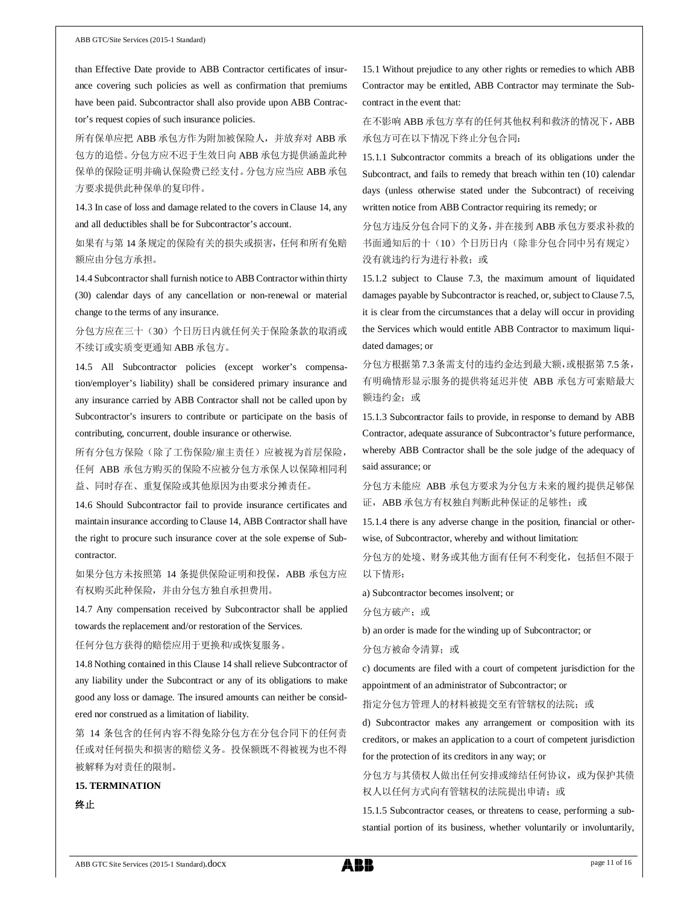than Effective Date provide to ABB Contractor certificates of insurance covering such policies as well as confirmation that premiums have been paid. Subcontractor shall also provide upon ABB Contractor's request copies of such insurance policies.

所有保单应把 ABB 承包方作为附加被保险人，并放弃对 ABB 承包方的追偿。分包方应不迟于生效日向 ABB 承包方提供涵盖此种保单的保险证明并确认保险费已经支付。分包方应当应 ABB 承包方要求提供此种保单的复印件。

14.3 In case of loss and damage related to the covers in Clause 14, any and all deductibles shall be for Subcontractor's account.

如果有与第 14 条规定的保险有关的损失或损害，任何和所有免赔额应由分包方承担。

14.4 Subcontractor shall furnish notice to ABB Contractor within thirty (30) calendar days of any cancellation or non-renewal or material change to the terms of any insurance.

分包方应在三十（30）个日历日内就任何关于保险条款的取消或不续订或实质变更通知 ABB 承包方。

14.5 All Subcontractor policies (except worker's compensation/employer's liability) shall be considered primary insurance and any insurance carried by ABB Contractor shall not be called upon by Subcontractor's insurers to contribute or participate on the basis of contributing, concurrent, double insurance or otherwise.

所有分包方保险（除了工伤保险/雇主责任）应被视为首层保险，任何 ABB 承包方购买的保险不应被分包方承保人以保障相同利益、同时存在、重复保险或其他原因为由要求分摊责任。

14.6 Should Subcontractor fail to provide insurance certificates and maintain insurance according to Clause 14, ABB Contractor shall have the right to procure such insurance cover at the sole expense of Subcontractor.

如果分包方未按照第 14 条提供保险证明和投保，ABB 承包方应有权购买此种保险，并由分包方独自承担费用。

14.7 Any compensation received by Subcontractor shall be applied towards the replacement and/or restoration of the Services.

任何分包方获得的赔偿应用于更换和/或恢复服务。

14.8 Nothing contained in this Clause 14 shall relieve Subcontractor of any liability under the Subcontract or any of its obligations to make good any loss or damage. The insured amounts can neither be considered nor construed as a limitation of liability.

第 14 条包含的任何内容不得免除分包方在分包合同下的任何责任或对任何损失和损害的赔偿义务。投保额既不得被视为也不得被解释为对责任的限制。

## 15. TERMINATION

## 终止

15.1 Without prejudice to any other rights or remedies to which ABB Contractor may be entitled, ABB Contractor may terminate the Subcontract in the event that:

在不影响 ABB 承包方享有的任何其他权利和救济的情况下，ABB 承包方可在以下情况下终止分包合同：

15.1.1 Subcontractor commits a breach of its obligations under the Subcontract, and fails to remedy that breach within ten (10) calendar days (unless otherwise stated under the Subcontract) of receiving written notice from ABB Contractor requiring its remedy; or

分包方违反分包合同下的义务，并在接到 ABB 承包方要求补救的书面通知后的十（10）个日历日内（除非分包合同中另有规定）没有就违约行为进行补救；或

15.1.2 subject to Clause 7.3, the maximum amount of liquidated damages payable by Subcontractor is reached, or, subject to Clause 7.5, it is clear from the circumstances that a delay will occur in providing the Services which would entitle ABB Contractor to maximum liquidated damages; or

分包方根据第 7.3 条需支付的违约金达到最大额，或根据第 7.5 条，有明确情形显示服务的提供将延迟并使 ABB 承包方可索赔最大额违约金；或

15.1.3 Subcontractor fails to provide, in response to demand by ABB Contractor, adequate assurance of Subcontractor's future performance, whereby ABB Contractor shall be the sole judge of the adequacy of said assurance; or

分包方未能应 ABB 承包方要求为分包方未来的履约提供足够保证，ABB 承包方有权独自判断此种保证的足够性；或

15.1.4 there is any adverse change in the position, financial or otherwise, of Subcontractor, whereby and without limitation:

分包方的处境、财务或其他方面有任何不利变化，包括但不限于以下情形：

a) Subcontractor becomes insolvent; or

分包方破产；或

b) an order is made for the winding up of Subcontractor; or

分包方被命令清算；或

c) documents are filed with a court of competent jurisdiction for the appointment of an administrator of Subcontractor; or

指定分包方管理人的材料被提交至有管辖权的法院；或

d) Subcontractor makes any arrangement or composition with its creditors, or makes an application to a court of competent jurisdiction for the protection of its creditors in any way; or

分包方与其债权人做出任何安排或缔结任何协议，或为保护其债权人以任何方式向有管辖权的法院提出申请；或

15.1.5 Subcontractor ceases, or threatens to cease, performing a substantial portion of its business, whether voluntarily or involuntarily,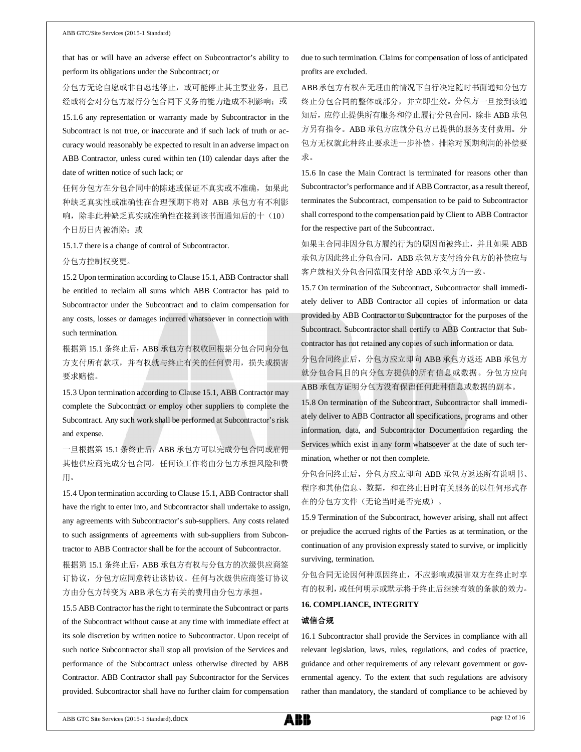that has or will have an adverse effect on Subcontractor's ability to perform its obligations under the Subcontract; or

分包方无论自愿或非自愿地停止，或可能停止其主要业务，且已经或将会对分包方履行分包合同下义务的能力造成不利影响；或

15.1.6 any representation or warranty made by Subcontractor in the Subcontract is not true, or inaccurate and if such lack of truth or accuracy would reasonably be expected to result in an adverse impact on ABB Contractor, unless cured within ten (10) calendar days after the date of written notice of such lack; or

任何分包方在分包合同中的陈述或保证不真实或不准确，如果此种缺乏真实性或准确性在合理预期下将对 ABB 承包方有不利影响，除非此种缺乏真实或准确性在接到该书面通知后的十（10）个日历日内被消除；或

15.1.7 there is a change of control of Subcontractor.

分包方控制权变更。

15.2 Upon termination according to Clause 15.1, ABB Contractor shall be entitled to reclaim all sums which ABB Contractor has paid to Subcontractor under the Subcontract and to claim compensation for any costs, losses or damages incurred whatsoever in connection with such termination.

根据第 15.1 条终止后，ABB 承包方有权收回根据分包合同向分包方支付所有款项，并有权就与终止有关的任何费用，损失或损害要求赔偿。

15.3 Upon termination according to Clause 15.1, ABB Contractor may complete the Subcontract or employ other suppliers to complete the Subcontract. Any such work shall be performed at Subcontractor's risk and expense.

一旦根据第 15.1 条终止后，ABB 承包方可以完成分包合同或雇佣其他供应商完成分包合同。任何该工作将由分包方承担风险和费用。

15.4 Upon termination according to Clause 15.1, ABB Contractor shall have the right to enter into, and Subcontractor shall undertake to assign, any agreements with Subcontractor's sub-suppliers. Any costs related to such assignments of agreements with sub-suppliers from Subcontractor to ABB Contractor shall be for the account of Subcontractor.

根据第 15.1 条终止后，ABB 承包方有权与分包方的次级供应商签订协议，分包方应同意转让该协议。任何与次级供应商签订协议方由分包方转变为 ABB 承包方有关的费用由分包方承担。

15.5 ABB Contractor has the right to terminate the Subcontract or parts of the Subcontract without cause at any time with immediate effect at its sole discretion by written notice to Subcontractor. Upon receipt of such notice Subcontractor shall stop all provision of the Services and performance of the Subcontract unless otherwise directed by ABB Contractor. ABB Contractor shall pay Subcontractor for the Services provided. Subcontractor shall have no further claim for compensation due to such termination. Claims for compensation of loss of anticipated profits are excluded.

ABB 承包方有权在无理由的情况下自行决定随时书面通知分包方终止分包合同的整体或部分，并立即生效。分包方一旦接到该通知后，应停止提供所有服务和停止履行分包合同，除非 ABB 承包方另有指令。ABB 承包方应就分包方已提供的服务支付费用。分包方无权就此种终止要求进一步补偿。排除对预期利润的补偿要求。

15.6 In case the Main Contract is terminated for reasons other than Subcontractor's performance and if ABB Contractor, as a result thereof, terminates the Subcontract, compensation to be paid to Subcontractor shall correspond to the compensation paid by Client to ABB Contractor for the respective part of the Subcontract.

如果主合同非因分包方履约行为的原因而被终止，并且如果 ABB 承包方因此终止分包合同，ABB 承包方支付给分包方的补偿应与客户就相关分包合同范围支付给 ABB 承包方的一致。

15.7 On termination of the Subcontract, Subcontractor shall immediately deliver to ABB Contractor all copies of information or data provided by ABB Contractor to Subcontractor for the purposes of the Subcontract. Subcontractor shall certify to ABB Contractor that Subcontractor has not retained any copies of such information or data.

分包合同终止后，分包方应立即向 ABB 承包方返还 ABB 承包方就分包合同目的向分包方提供的所有信息或数据。分包方应向 ABB 承包方证明分包方没有保留任何此种信息或数据的副本。

15.8 On termination of the Subcontract, Subcontractor shall immediately deliver to ABB Contractor all specifications, programs and other information, data, and Subcontractor Documentation regarding the Services which exist in any form whatsoever at the date of such termination, whether or not then complete.

分包合同终止后，分包方应立即向 ABB 承包方返还所有说明书、程序和其他信息、数据，和在终止日时有关服务的以任何形式存在的分包方文件（无论当时是否完成）。

15.9 Termination of the Subcontract, however arising, shall not affect or prejudice the accrued rights of the Parties as at termination, or the continuation of any provision expressly stated to survive, or implicitly surviving, termination.

分包合同无论因何种原因终止，不应影响或损害双方在终止时享有的权利，或任何明示或默示将于终止后继续有效的条款的效力。

**16. COMPLIANCE, INTEGRITY**

**诚信合规**

16.1 Subcontractor shall provide the Services in compliance with all relevant legislation, laws, rules, regulations, and codes of practice, guidance and other requirements of any relevant government or governmental agency. To the extent that such regulations are advisory rather than mandatory, the standard of compliance to be achieved by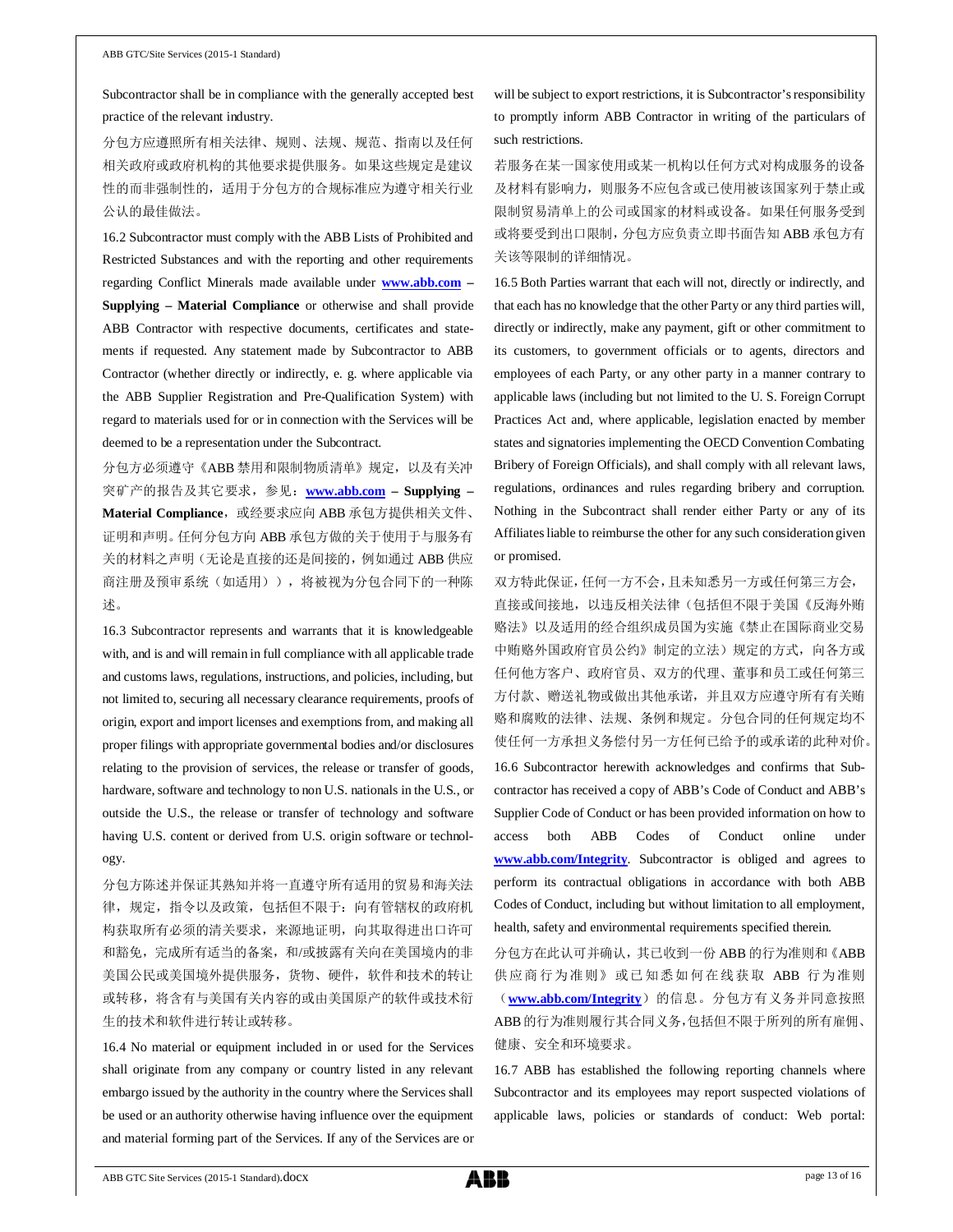Subcontractor shall be in compliance with the generally accepted best practice of the relevant industry.

分包方应遵照所有相关法律、规则、法规、规范、指南以及任何相关政府或政府机构的其他要求提供服务。如果这些规定是建议性的而非强制性的，适用于分包方的合规标准应为遵守相关行业公认的最佳做法。

16.2 Subcontractor must comply with the ABB Lists of Prohibited and Restricted Substances and with the reporting and other requirements regarding Conflict Minerals made available under **www.abb.com – Supplying – Material Compliance** or otherwise and shall provide ABB Contractor with respective documents, certificates and statements if requested. Any statement made by Subcontractor to ABB Contractor (whether directly or indirectly, e. g. where applicable via the ABB Supplier Registration and Pre-Qualification System) with regard to materials used for or in connection with the Services will be deemed to be a representation under the Subcontract.

分包方必须遵守《ABB 禁用和限制物质清单》规定，以及有关冲突矿产的报告及其它要求，参见：**www.abb.com – Supplying – Material Compliance**，或经要求应向 ABB 承包方提供相关文件、证明和声明。任何分包方向 ABB 承包方做的关于使用于与服务有关的材料之声明（无论是直接的还是间接的，例如通过 ABB 供应商注册及预审系统（如适用）），将被视为分包合同下的一种陈述。

16.3 Subcontractor represents and warrants that it is knowledgeable with, and is and will remain in full compliance with all applicable trade and customs laws, regulations, instructions, and policies, including, but not limited to, securing all necessary clearance requirements, proofs of origin, export and import licenses and exemptions from, and making all proper filings with appropriate governmental bodies and/or disclosures relating to the provision of services, the release or transfer of goods, hardware, software and technology to non U.S. nationals in the U.S., or outside the U.S., the release or transfer of technology and software having U.S. content or derived from U.S. origin software or technology.

分包方陈述并保证其熟知并将一直遵守所有适用的贸易和海关法律，规定，指令以及政策，包括但不限于：向有管辖权的政府机构获取所有必须的清关要求，来源地证明，向其取得进出口许可和豁免，完成所有适当的备案，和/或披露有关向在美国境内的非美国公民或美国境外提供服务，货物、硬件，软件和技术的转让或转移，将含有与美国有关内容的或由美国原产的软件或技术衍生的技术和软件进行转让或转移。

16.4 No material or equipment included in or used for the Services shall originate from any company or country listed in any relevant embargo issued by the authority in the country where the Services shall be used or an authority otherwise having influence over the equipment and material forming part of the Services. If any of the Services are or will be subject to export restrictions, it is Subcontractor's responsibility to promptly inform ABB Contractor in writing of the particulars of such restrictions.

若服务在某一国家使用或某一机构以任何方式对构成服务的设备及材料有影响力，则服务不应包含或已使用被该国家列于禁止或限制贸易清单上的公司或国家的材料或设备。如果任何服务受到或将要受到出口限制，分包方应负责立即书面告知 ABB 承包方有关该等限制的详细情况。

16.5 Both Parties warrant that each will not, directly or indirectly, and that each has no knowledge that the other Party or any third parties will, directly or indirectly, make any payment, gift or other commitment to its customers, to government officials or to agents, directors and employees of each Party, or any other party in a manner contrary to applicable laws (including but not limited to the U. S. Foreign Corrupt Practices Act and, where applicable, legislation enacted by member states and signatories implementing the OECD Convention Combating Bribery of Foreign Officials), and shall comply with all relevant laws, regulations, ordinances and rules regarding bribery and corruption. Nothing in the Subcontract shall render either Party or any of its Affiliates liable to reimburse the other for any such consideration given or promised.

双方特此保证，任何一方不会，且未知悉另一方或任何第三方会，直接或间接地，以违反相关法律（包括但不限于美国《反海外贿赂法》以及适用的经合组织成员国为实施《禁止在国际商业交易中贿赂外国政府官员公约》制定的立法）规定的方式，向各方或任何他方客户、政府官员、双方的代理、董事和员工或任何第三方付款、赠送礼物或做出其他承诺，并且双方应遵守所有有关贿赂和腐败的法律、法规、条例和规定。分包合同的任何规定均不使任何一方承担义务偿付另一方任何已给予的或承诺的此种对价。

16.6 Subcontractor herewith acknowledges and confirms that Subcontractor has received a copy of ABB's Code of Conduct and ABB's Supplier Code of Conduct or has been provided information on how to access both ABB Codes of Conduct online under **www.abb.com/Integrity**. Subcontractor is obliged and agrees to perform its contractual obligations in accordance with both ABB Codes of Conduct, including but without limitation to all employment, health, safety and environmental requirements specified therein.

分包方在此认可并确认，其已收到一份 ABB 的行为准则和《ABB 供应商行为准则》或已知悉如何在线获取 ABB 行为准则（**www.abb.com/Integrity**）的信息。分包方有义务并同意按照 ABB 的行为准则履行其合同义务，包括但不限于所列的所有雇佣、健康、安全和环境要求。

16.7 ABB has established the following reporting channels where Subcontractor and its employees may report suspected violations of applicable laws, policies or standards of conduct: Web portal: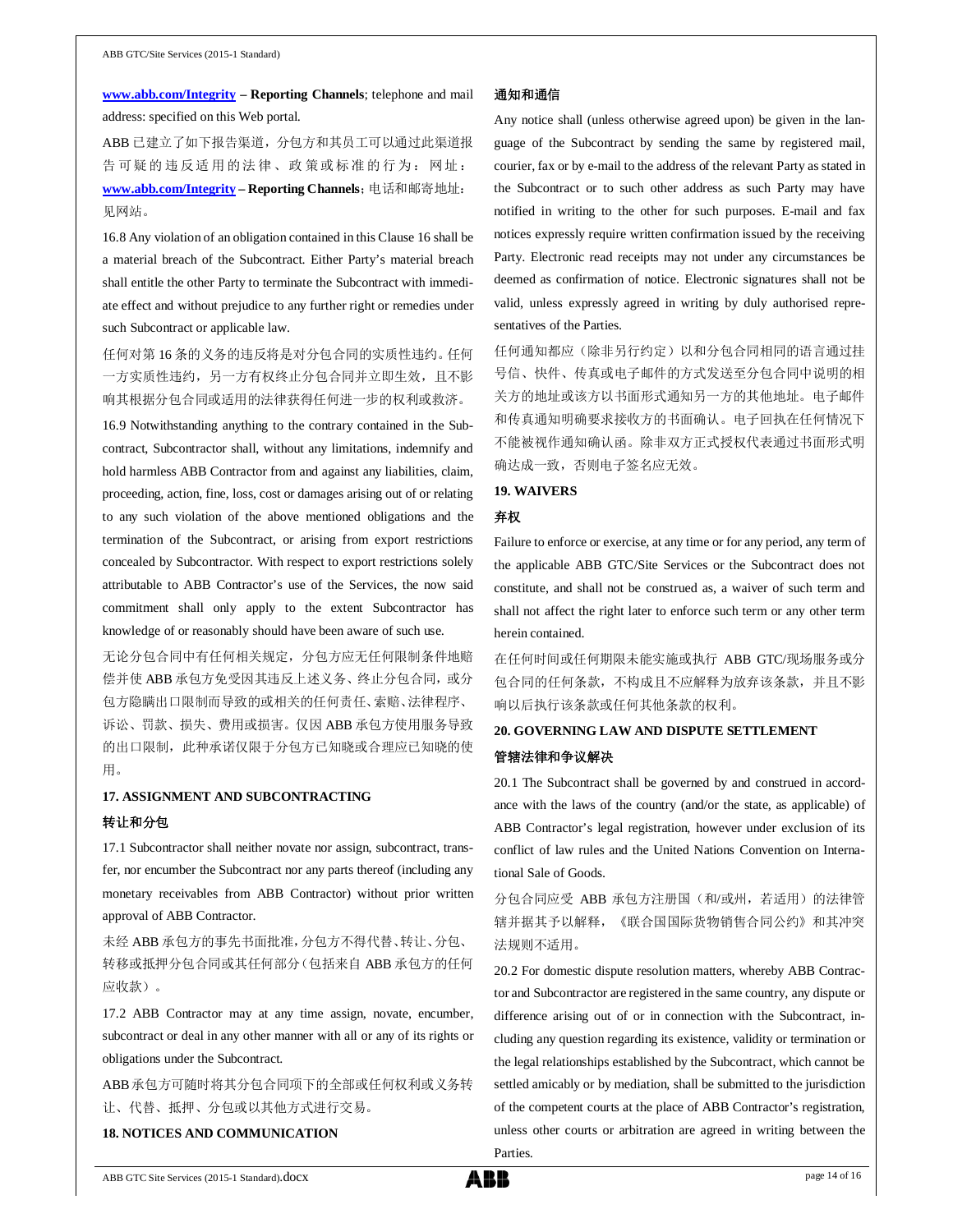**www.abb.com/Integrity – Reporting Channels**; telephone and mail address: specified on this Web portal.

ABB 已建立了如下报告渠道，分包方和其员工可以通过此渠道报告可疑的违反适用的法律、政策或标准的行为：网址：**www.abb.com/Integrity – Reporting Channels**；电话和邮寄地址：见网站。

16.8 Any violation of an obligation contained in this Clause 16 shall be a material breach of the Subcontract. Either Party's material breach shall entitle the other Party to terminate the Subcontract with immediate effect and without prejudice to any further right or remedies under such Subcontract or applicable law.

任何对第 16 条的义务的违反将是对分包合同的实质性违约。任何一方实质性违约，另一方有权终止分包合同并立即生效，且不影响其根据分包合同或适用的法律获得任何进一步的权利或救济。

16.9 Notwithstanding anything to the contrary contained in the Subcontract, Subcontractor shall, without any limitations, indemnify and hold harmless ABB Contractor from and against any liabilities, claim, proceeding, action, fine, loss, cost or damages arising out of or relating to any such violation of the above mentioned obligations and the termination of the Subcontract, or arising from export restrictions concealed by Subcontractor. With respect to export restrictions solely attributable to ABB Contractor's use of the Services, the now said commitment shall only apply to the extent Subcontractor has knowledge of or reasonably should have been aware of such use.

无论分包合同中有任何相关规定，分包方应无任何限制条件地赔偿并使 ABB 承包方免受因其违反上述义务、终止分包合同，或分包方隐瞒出口限制而导致的或相关的任何责任、索赔、法律程序、诉讼、罚款、损失、费用或损害。仅因 ABB 承包方使用服务导致的出口限制，此种承诺仅限于分包方已知晓或合理应已知晓的使用。

**17. ASSIGNMENT AND SUBCONTRACTING**

**转让和分包**

17.1 Subcontractor shall neither novate nor assign, subcontract, transfer, nor encumber the Subcontract nor any parts thereof (including any monetary receivables from ABB Contractor) without prior written approval of ABB Contractor.

未经 ABB 承包方的事先书面批准，分包方不得代替、转让、分包、转移或抵押分包合同或其任何部分（包括来自 ABB 承包方的任何应收款）。

17.2 ABB Contractor may at any time assign, novate, encumber, subcontract or deal in any other manner with all or any of its rights or obligations under the Subcontract.

ABB 承包方可随时将其分包合同项下的全部或任何权利或义务转让、代替、抵押、分包或以其他方式进行交易。

**18. NOTICES AND COMMUNICATION**

**通知和通信**

Any notice shall (unless otherwise agreed upon) be given in the language of the Subcontract by sending the same by registered mail, courier, fax or by e-mail to the address of the relevant Party as stated in the Subcontract or to such other address as such Party may have notified in writing to the other for such purposes. E-mail and fax notices expressly require written confirmation issued by the receiving Party. Electronic read receipts may not under any circumstances be deemed as confirmation of notice. Electronic signatures shall not be valid, unless expressly agreed in writing by duly authorised representatives of the Parties.

任何通知都应（除非另行约定）以和分包合同相同的语言通过挂号信、快件、传真或电子邮件的方式发送至分包合同中说明的相关方的地址或该方以书面形式通知另一方的其他地址。电子邮件和传真通知明确要求接收方的书面确认。电子回执在任何情况下不能被视作通知确认函。除非双方正式授权代表通过书面形式明确达成一致，否则电子签名应无效。

**19. WAIVERS**

**弃权**

Failure to enforce or exercise, at any time or for any period, any term of the applicable ABB GTC/Site Services or the Subcontract does not constitute, and shall not be construed as, a waiver of such term and shall not affect the right later to enforce such term or any other term herein contained.

在任何时间或任何期限未能实施或执行 ABB GTC/现场服务或分包合同的任何条款，不构成且不应解释为放弃该条款，并且不影响以后执行该条款或任何其他条款的权利。

**20. GOVERNING LAW AND DISPUTE SETTLEMENT**

**管辖法律和争议解决**

20.1 The Subcontract shall be governed by and construed in accordance with the laws of the country (and/or the state, as applicable) of ABB Contractor's legal registration, however under exclusion of its conflict of law rules and the United Nations Convention on International Sale of Goods.

分包合同应受 ABB 承包方注册国（和/或州，若适用）的法律管辖并据其予以解释，《联合国国际货物销售合同公约》和其冲突法规则不适用。

20.2 For domestic dispute resolution matters, whereby ABB Contractor and Subcontractor are registered in the same country, any dispute or difference arising out of or in connection with the Subcontract, including any question regarding its existence, validity or termination or the legal relationships established by the Subcontract, which cannot be settled amicably or by mediation, shall be submitted to the jurisdiction of the competent courts at the place of ABB Contractor's registration, unless other courts or arbitration are agreed in writing between the Parties.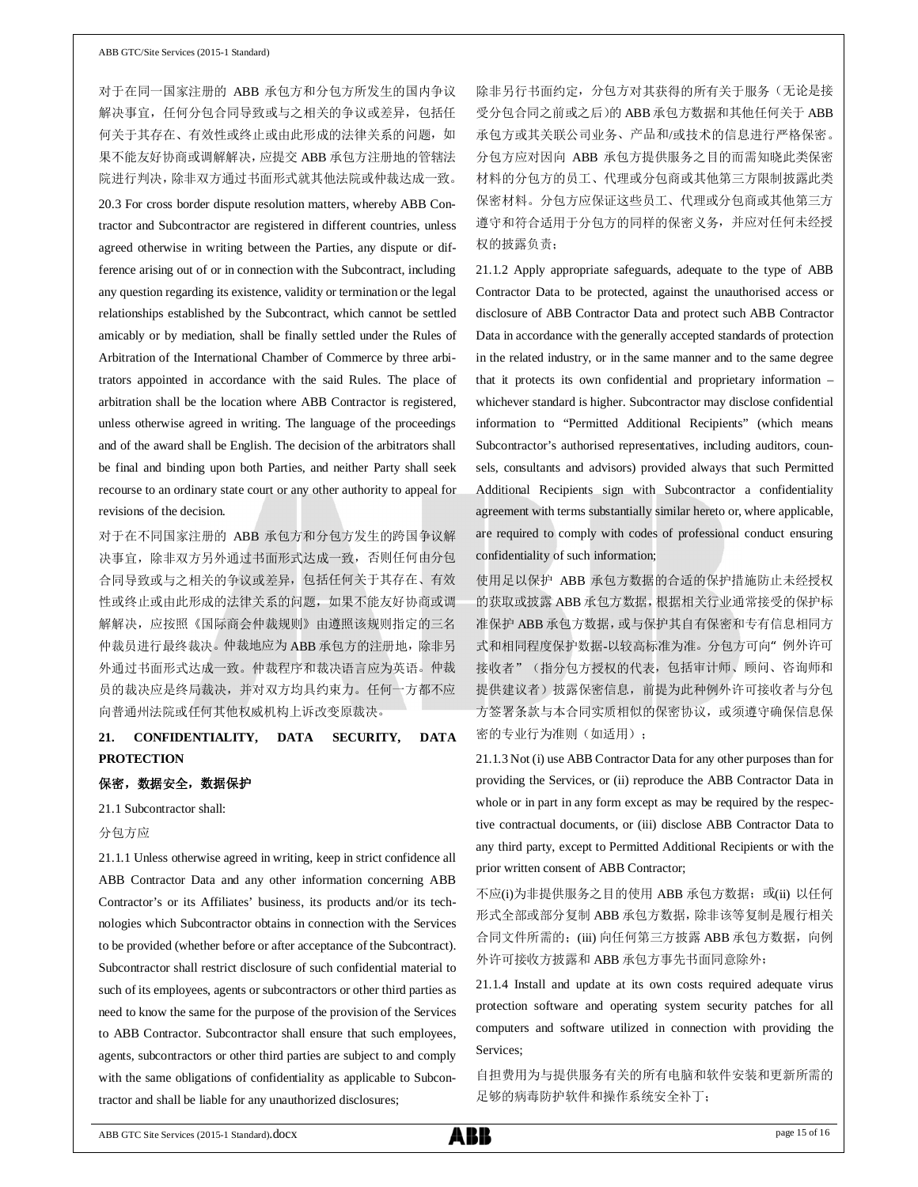对于在同一国家注册的 ABB 承包方和分包方所发生的国内争议解决事宜，任何分包合同导致或与之相关的争议或差异，包括任何关于其存在、有效性或终止或由此形成的法律关系的问题，如果不能友好协商或调解解决，应提交 ABB 承包方注册地的管辖法院进行判决，除非双方通过书面形式就其他法院或仲裁达成一致。

20.3 For cross border dispute resolution matters, whereby ABB Contractor and Subcontractor are registered in different countries, unless agreed otherwise in writing between the Parties, any dispute or difference arising out of or in connection with the Subcontract, including any question regarding its existence, validity or termination or the legal relationships established by the Subcontract, which cannot be settled amicably or by mediation, shall be finally settled under the Rules of Arbitration of the International Chamber of Commerce by three arbitrators appointed in accordance with the said Rules. The place of arbitration shall be the location where ABB Contractor is registered, unless otherwise agreed in writing. The language of the proceedings and of the award shall be English. The decision of the arbitrators shall be final and binding upon both Parties, and neither Party shall seek recourse to an ordinary state court or any other authority to appeal for revisions of the decision.

对于在不同国家注册的 ABB 承包方和分包方发生的跨国争议解决事宜，除非双方另外通过书面形式达成一致，否则任何由分包合同导致或与之相关的争议或差异，包括任何关于其存在、有效性或终止或由此形成的法律关系的问题，如果不能友好协商或调解解决，应按照《国际商会仲裁规则》由遵照该规则指定的三名仲裁员进行最终裁决。仲裁地应为 ABB 承包方的注册地，除非另外通过书面形式达成一致。仲裁程序和裁决语言应为英语。仲裁员的裁决应是终局裁决，并对双方均具约束力。任何一方都不应向普通州法院或任何其他权威机构上诉改变原裁决。

## 21. CONFIDENTIALITY, DATA SECURITY, DATA PROTECTION

**保密，数据安全，数据保护**

21.1 Subcontractor shall:

分包方应

21.1.1 Unless otherwise agreed in writing, keep in strict confidence all ABB Contractor Data and any other information concerning ABB Contractor's or its Affiliates' business, its products and/or its technologies which Subcontractor obtains in connection with the Services to be provided (whether before or after acceptance of the Subcontract). Subcontractor shall restrict disclosure of such confidential material to such of its employees, agents or subcontractors or other third parties as need to know the same for the purpose of the provision of the Services to ABB Contractor. Subcontractor shall ensure that such employees, agents, subcontractors or other third parties are subject to and comply with the same obligations of confidentiality as applicable to Subcontractor and shall be liable for any unauthorized disclosures;

除非另行书面约定，分包方对其获得的所有关于服务（无论是接受分包合同之前或之后）的 ABB 承包方数据和其他任何关于 ABB 承包方或其关联公司业务、产品和/或技术的信息进行严格保密。分包方应对因向 ABB 承包方提供服务之目的而需知晓此类保密材料的分包方的员工、代理或分包商或其他第三方限制披露此类保密材料。分包方应保证这些员工、代理或分包商或其他第三方遵守和符合适用于分包方的同样的保密义务，并应对任何未经授权的披露负责；

21.1.2 Apply appropriate safeguards, adequate to the type of ABB Contractor Data to be protected, against the unauthorised access or disclosure of ABB Contractor Data and protect such ABB Contractor Data in accordance with the generally accepted standards of protection in the related industry, or in the same manner and to the same degree that it protects its own confidential and proprietary information – whichever standard is higher. Subcontractor may disclose confidential information to "Permitted Additional Recipients" (which means Subcontractor's authorised representatives, including auditors, counsels, consultants and advisors) provided always that such Permitted Additional Recipients sign with Subcontractor a confidentiality agreement with terms substantially similar hereto or, where applicable, are required to comply with codes of professional conduct ensuring confidentiality of such information;

使用足以保护 ABB 承包方数据的合适的保护措施防止未经授权的获取或披露 ABB 承包方数据，根据相关行业通常接受的保护标准保护 ABB 承包方数据，或与保护其自有保密和专有信息相同方式和相同程度保护数据-以较高标准为准。分包方可向"例外许可接收者"（指分包方授权的代表，包括审计师、顾问、咨询师和提供建议者）披露保密信息，前提为此种例外许可接收者与分包方签署条款与本合同实质相似的保密协议，或须遵守确保信息保密的专业行为准则（如适用）；

21.1.3 Not (i) use ABB Contractor Data for any other purposes than for providing the Services, or (ii) reproduce the ABB Contractor Data in whole or in part in any form except as may be required by the respective contractual documents, or (iii) disclose ABB Contractor Data to any third party, except to Permitted Additional Recipients or with the prior written consent of ABB Contractor;

不应(i)为非提供服务之目的使用 ABB 承包方数据；或(ii) 以任何形式全部或部分复制 ABB 承包方数据，除非该等复制是履行相关合同文件所需的；(iii) 向任何第三方披露 ABB 承包方数据，向例外许可接收方披露和 ABB 承包方事先书面同意除外；

21.1.4 Install and update at its own costs required adequate virus protection software and operating system security patches for all computers and software utilized in connection with providing the Services;

自担费用为与提供服务有关的所有电脑和软件安装和更新所需的足够的病毒防护软件和操作系统安全补丁；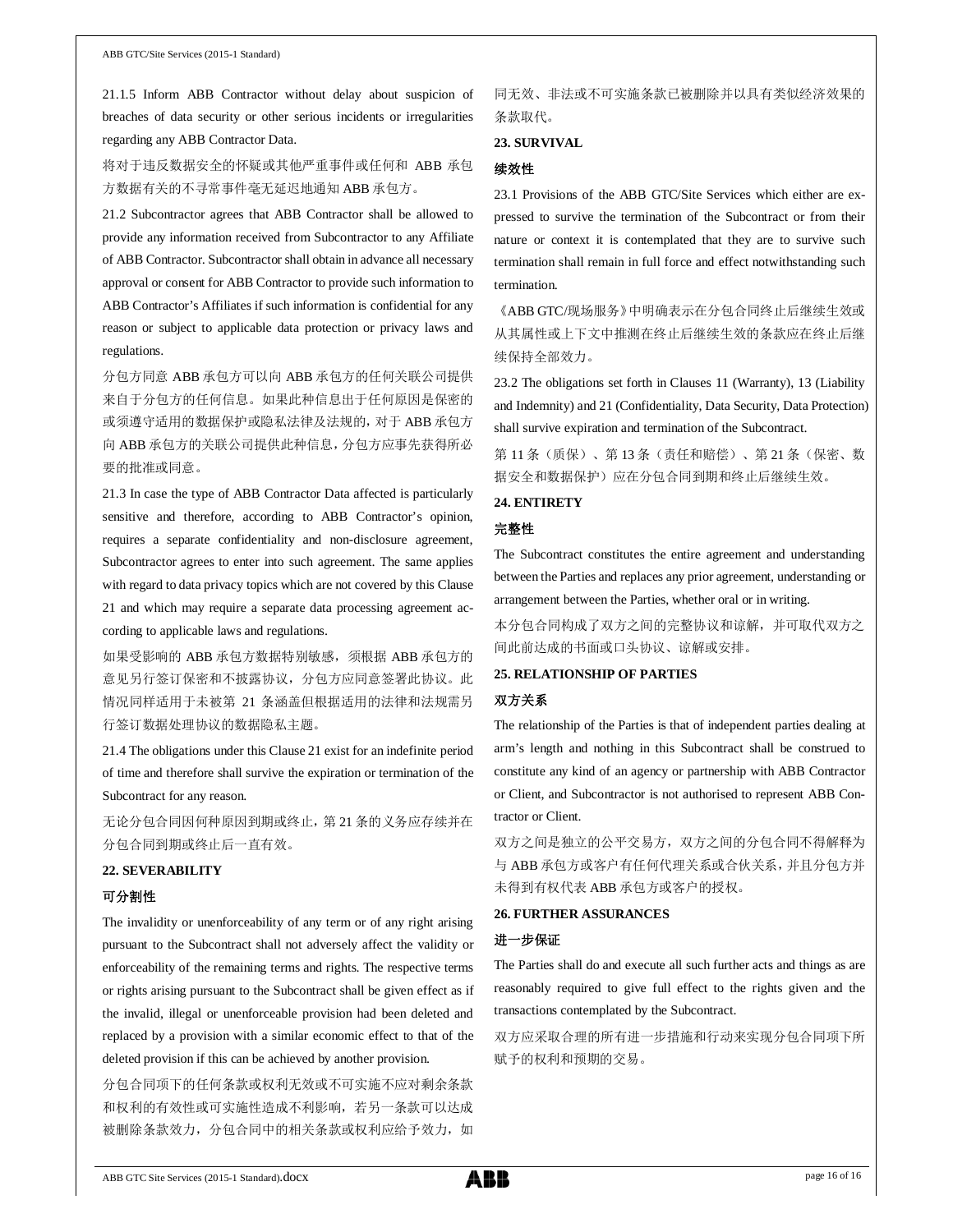21.1.5 Inform ABB Contractor without delay about suspicion of breaches of data security or other serious incidents or irregularities regarding any ABB Contractor Data.

将对于违反数据安全的怀疑或其他严重事件或任何和 ABB 承包方数据有关的不寻常事件毫无延迟地通知 ABB 承包方。

21.2 Subcontractor agrees that ABB Contractor shall be allowed to provide any information received from Subcontractor to any Affiliate of ABB Contractor. Subcontractor shall obtain in advance all necessary approval or consent for ABB Contractor to provide such information to ABB Contractor's Affiliates if such information is confidential for any reason or subject to applicable data protection or privacy laws and regulations.

分包方同意 ABB 承包方可以向 ABB 承包方的任何关联公司提供来自于分包方的任何信息。如果此种信息出于任何原因是保密的或须遵守适用的数据保护或隐私法律及法规的，对于 ABB 承包方向 ABB 承包方的关联公司提供此种信息，分包方应事先获得所必要的批准或同意。

21.3 In case the type of ABB Contractor Data affected is particularly sensitive and therefore, according to ABB Contractor's opinion, requires a separate confidentiality and non-disclosure agreement, Subcontractor agrees to enter into such agreement. The same applies with regard to data privacy topics which are not covered by this Clause 21 and which may require a separate data processing agreement according to applicable laws and regulations.

如果受影响的 ABB 承包方数据特别敏感，须根据 ABB 承包方的意见另行签订保密和不披露协议，分包方应同意签署此协议。此情况同样适用于未被第 21 条涵盖但根据适用的法律和法规需另行签订数据处理协议的数据隐私主题。

21.4 The obligations under this Clause 21 exist for an indefinite period of time and therefore shall survive the expiration or termination of the Subcontract for any reason.

无论分包合同因何种原因到期或终止，第 21 条的义务应存续并在分包合同到期或终止后一直有效。

**22. SEVERABILITY**

**可分割性**

The invalidity or unenforceability of any term or of any right arising pursuant to the Subcontract shall not adversely affect the validity or enforceability of the remaining terms and rights. The respective terms or rights arising pursuant to the Subcontract shall be given effect as if the invalid, illegal or unenforceable provision had been deleted and replaced by a provision with a similar economic effect to that of the deleted provision if this can be achieved by another provision.

分包合同项下的任何条款或权利无效或不可实施不应对剩余条款和权利的有效性或可实施性造成不利影响，若另一条款可以达成被删除条款效力，分包合同中的相关条款或权利应给予效力，如同无效、非法或不可实施条款已被删除并以具有类似经济效果的条款取代。

**23. SURVIVAL**

**续效性**

23.1 Provisions of the ABB GTC/Site Services which either are expressed to survive the termination of the Subcontract or from their nature or context it is contemplated that they are to survive such termination shall remain in full force and effect notwithstanding such termination.

《ABB GTC/现场服务》中明确表示在分包合同终止后继续生效或从其属性或上下文中推测在终止后继续生效的条款应在终止后继续保持全部效力。

23.2 The obligations set forth in Clauses 11 (Warranty), 13 (Liability and Indemnity) and 21 (Confidentiality, Data Security, Data Protection) shall survive expiration and termination of the Subcontract.

第 11 条（质保）、第 13 条（责任和赔偿）、第 21 条（保密、数据安全和数据保护）应在分包合同到期和终止后继续生效。

**24. ENTIRETY**

**完整性**

The Subcontract constitutes the entire agreement and understanding between the Parties and replaces any prior agreement, understanding or arrangement between the Parties, whether oral or in writing.

本分包合同构成了双方之间的完整协议和谅解，并可取代双方之间此前达成的书面或口头协议、谅解或安排。

**25. RELATIONSHIP OF PARTIES**

**双方关系**

The relationship of the Parties is that of independent parties dealing at arm's length and nothing in this Subcontract shall be construed to constitute any kind of an agency or partnership with ABB Contractor or Client, and Subcontractor is not authorised to represent ABB Contractor or Client.

双方之间是独立的公平交易方，双方之间的分包合同不得解释为与 ABB 承包方或客户有任何代理关系或合伙关系，并且分包方并未得到有权代表 ABB 承包方或客户的授权。

**26. FURTHER ASSURANCES**

**进一步保证**

The Parties shall do and execute all such further acts and things as are reasonably required to give full effect to the rights given and the transactions contemplated by the Subcontract.

双方应采取合理的所有进一步措施和行动来实现分包合同项下所赋予的权利和预期的交易。